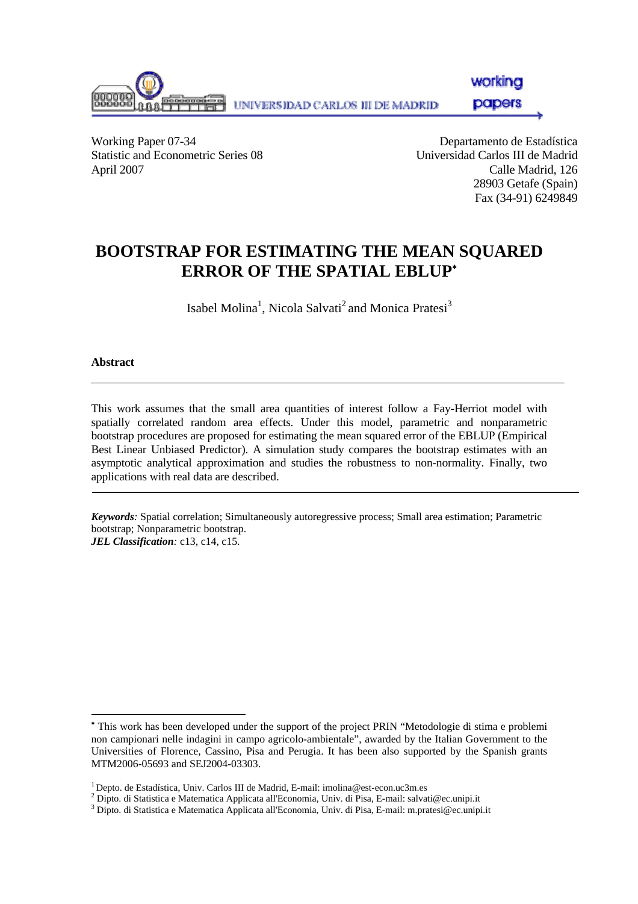Working Paper 07-34
Statistic and Econometric Series 08
April 2007

Departamento de Estadística
Universidad Carlos III de Madrid
Calle Madrid, 126
28903 Getafe (Spain)
Fax (34-91) 6249849

# BOOTSTRAP FOR ESTIMATING THE MEAN SQUARED ERROR OF THE SPATIAL EBLUP[*]

Isabel Molina[1], Nicola Salvati[2] and Monica Pratesi[3]

**Abstract**

This work assumes that the small area quantities of interest follow a Fay-Herriot model with spatially correlated random area effects. Under this model, parametric and nonparametric bootstrap procedures are proposed for estimating the mean squared error of the EBLUP (Empirical Best Linear Unbiased Predictor). A simulation study compares the bootstrap estimates with an asymptotic analytical approximation and studies the robustness to non-normality. Finally, two applications with real data are described.

***Keywords**:* Spatial correlation; Simultaneously autoregressive process; Small area estimation; Parametric bootstrap; Nonparametric bootstrap.
***JEL Classification**:* c13, c14, c15.

---

[*] This work has been developed under the support of the project PRIN "Metodologie di stima e problemi non campionari nelle indagini in campo agricolo-ambientale", awarded by the Italian Government to the Universities of Florence, Cassino, Pisa and Perugia. It has been also supported by the Spanish grants MTM2006-05693 and SEJ2004-03303.

[1] Depto. de Estadística, Univ. Carlos III de Madrid, E-mail: imolina@est-econ.uc3m.es
[2] Dipto. di Statistica e Matematica Applicata all'Economia, Univ. di Pisa, E-mail: salvati@ec.unipi.it
[3] Dipto. di Statistica e Matematica Applicata all'Economia, Univ. di Pisa, E-mail: m.pratesi@ec.unipi.it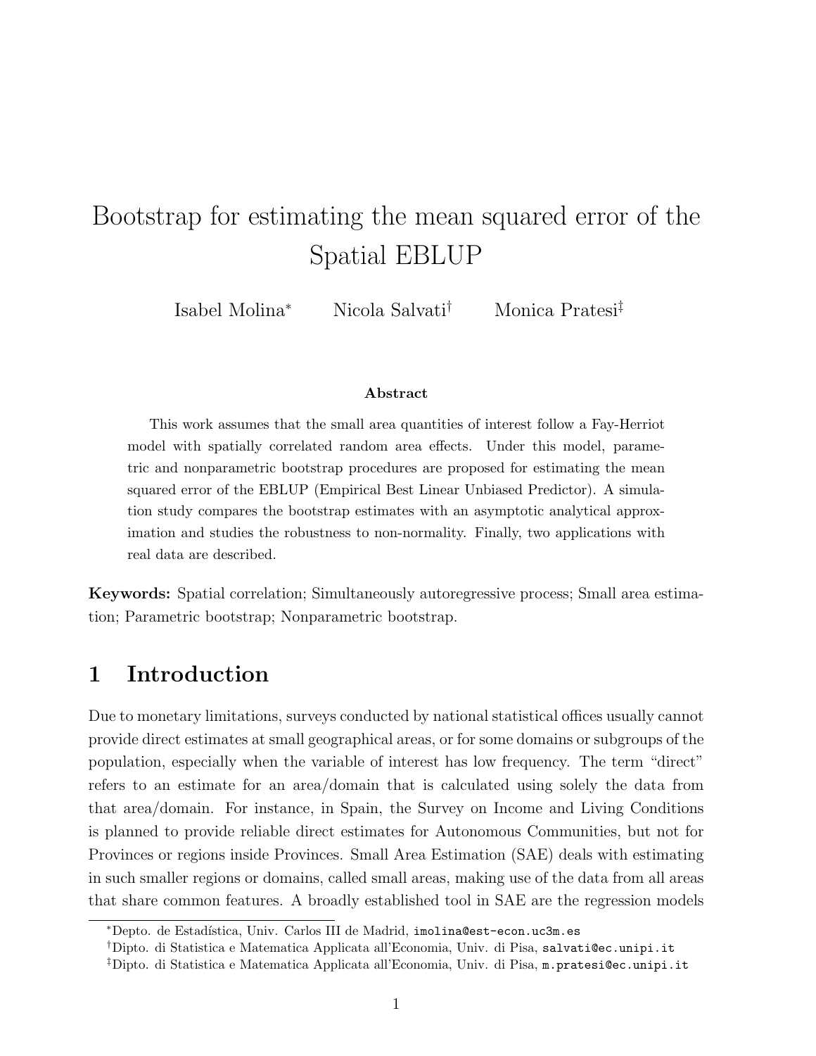# Bootstrap for estimating the mean squared error of the Spatial EBLUP

Isabel Molina[*] Nicola Salvati[†] Monica Pratesi[‡]

### Abstract

This work assumes that the small area quantities of interest follow a Fay-Herriot model with spatially correlated random area effects. Under this model, parametric and nonparametric bootstrap procedures are proposed for estimating the mean squared error of the EBLUP (Empirical Best Linear Unbiased Predictor). A simulation study compares the bootstrap estimates with an asymptotic analytical approximation and studies the robustness to non-normality. Finally, two applications with real data are described.

**Keywords:** Spatial correlation; Simultaneously autoregressive process; Small area estimation; Parametric bootstrap; Nonparametric bootstrap.

## 1 Introduction

Due to monetary limitations, surveys conducted by national statistical offices usually cannot provide direct estimates at small geographical areas, or for some domains or subgroups of the population, especially when the variable of interest has low frequency. The term "direct" refers to an estimate for an area/domain that is calculated using solely the data from that area/domain. For instance, in Spain, the Survey on Income and Living Conditions is planned to provide reliable direct estimates for Autonomous Communities, but not for Provinces or regions inside Provinces. Small Area Estimation (SAE) deals with estimating in such smaller regions or domains, called small areas, making use of the data from all areas that share common features. A broadly established tool in SAE are the regression models

[*]Depto. de Estadística, Univ. Carlos III de Madrid, imolina@est-econ.uc3m.es

[†]Dipto. di Statistica e Matematica Applicata all'Economia, Univ. di Pisa, salvati@ec.unipi.it

[‡]Dipto. di Statistica e Matematica Applicata all'Economia, Univ. di Pisa, m.pratesi@ec.unipi.it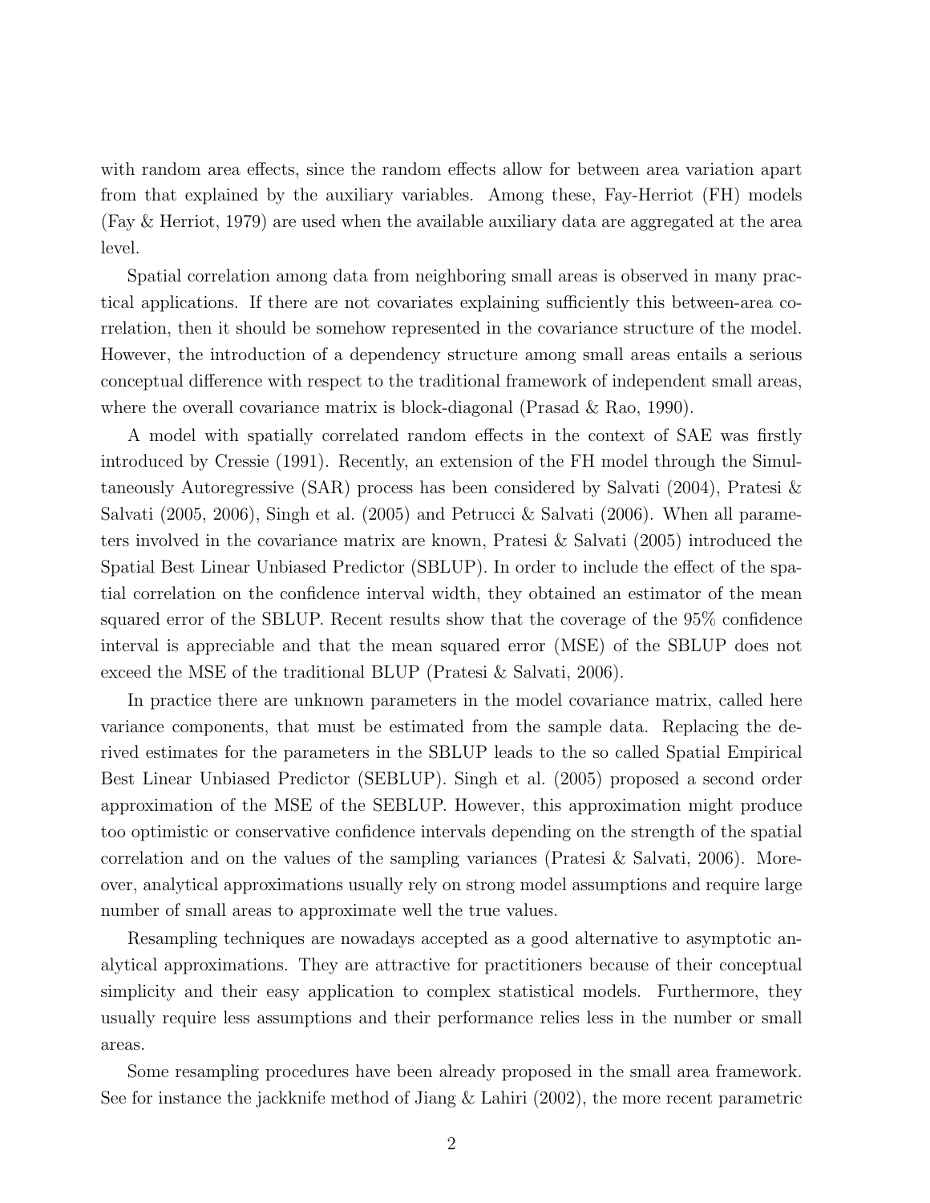with random area effects, since the random effects allow for between area variation apart from that explained by the auxiliary variables. Among these, Fay-Herriot (FH) models (Fay & Herriot, 1979) are used when the available auxiliary data are aggregated at the area level.

Spatial correlation among data from neighboring small areas is observed in many practical applications. If there are not covariates explaining sufficiently this between-area correlation, then it should be somehow represented in the covariance structure of the model. However, the introduction of a dependency structure among small areas entails a serious conceptual difference with respect to the traditional framework of independent small areas, where the overall covariance matrix is block-diagonal (Prasad & Rao, 1990).

A model with spatially correlated random effects in the context of SAE was firstly introduced by Cressie (1991). Recently, an extension of the FH model through the Simultaneously Autoregressive (SAR) process has been considered by Salvati (2004), Pratesi & Salvati (2005, 2006), Singh et al. (2005) and Petrucci & Salvati (2006). When all parameters involved in the covariance matrix are known, Pratesi & Salvati (2005) introduced the Spatial Best Linear Unbiased Predictor (SBLUP). In order to include the effect of the spatial correlation on the confidence interval width, they obtained an estimator of the mean squared error of the SBLUP. Recent results show that the coverage of the 95% confidence interval is appreciable and that the mean squared error (MSE) of the SBLUP does not exceed the MSE of the traditional BLUP (Pratesi & Salvati, 2006).

In practice there are unknown parameters in the model covariance matrix, called here variance components, that must be estimated from the sample data. Replacing the derived estimates for the parameters in the SBLUP leads to the so called Spatial Empirical Best Linear Unbiased Predictor (SEBLUP). Singh et al. (2005) proposed a second order approximation of the MSE of the SEBLUP. However, this approximation might produce too optimistic or conservative confidence intervals depending on the strength of the spatial correlation and on the values of the sampling variances (Pratesi & Salvati, 2006). Moreover, analytical approximations usually rely on strong model assumptions and require large number of small areas to approximate well the true values.

Resampling techniques are nowadays accepted as a good alternative to asymptotic analytical approximations. They are attractive for practitioners because of their conceptual simplicity and their easy application to complex statistical models. Furthermore, they usually require less assumptions and their performance relies less in the number or small areas.

Some resampling procedures have been already proposed in the small area framework. See for instance the jackknife method of Jiang & Lahiri (2002), the more recent parametric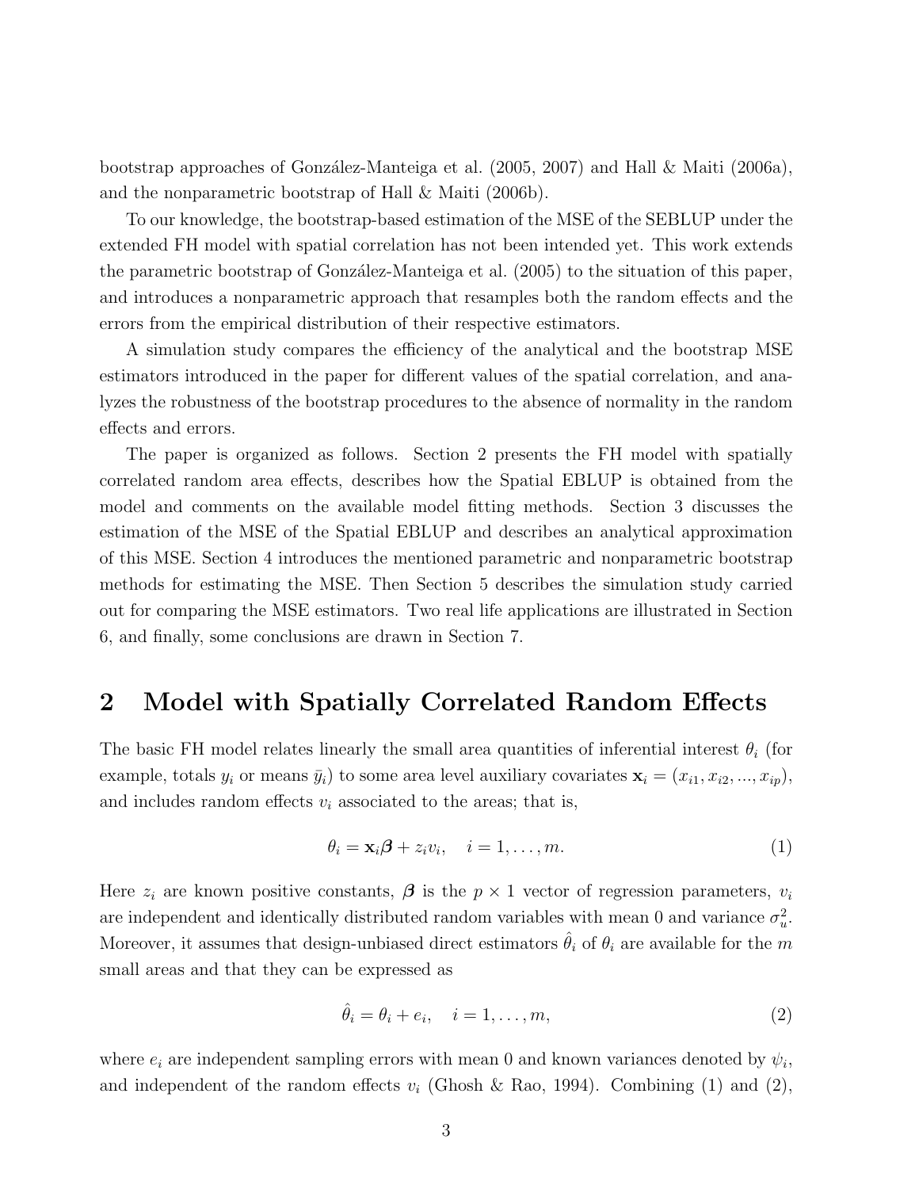bootstrap approaches of González-Manteiga et al. (2005, 2007) and Hall & Maiti (2006a), and the nonparametric bootstrap of Hall & Maiti (2006b).

To our knowledge, the bootstrap-based estimation of the MSE of the SEBLUP under the extended FH model with spatial correlation has not been intended yet. This work extends the parametric bootstrap of González-Manteiga et al. (2005) to the situation of this paper, and introduces a nonparametric approach that resamples both the random effects and the errors from the empirical distribution of their respective estimators.

A simulation study compares the efficiency of the analytical and the bootstrap MSE estimators introduced in the paper for different values of the spatial correlation, and analyzes the robustness of the bootstrap procedures to the absence of normality in the random effects and errors.

The paper is organized as follows. Section 2 presents the FH model with spatially correlated random area effects, describes how the Spatial EBLUP is obtained from the model and comments on the available model fitting methods. Section 3 discusses the estimation of the MSE of the Spatial EBLUP and describes an analytical approximation of this MSE. Section 4 introduces the mentioned parametric and nonparametric bootstrap methods for estimating the MSE. Then Section 5 describes the simulation study carried out for comparing the MSE estimators. Two real life applications are illustrated in Section 6, and finally, some conclusions are drawn in Section 7.

## 2 Model with Spatially Correlated Random Effects

The basic FH model relates linearly the small area quantities of inferential interest $\theta_i$ (for example, totals $y_i$ or means $\bar{y}_i$) to some area level auxiliary covariates $\mathbf{x}_i = (x_{i1}, x_{i2}, ..., x_{ip})$, and includes random effects $v_i$ associated to the areas; that is,

$$\theta_i = \mathbf{x}_i\boldsymbol{\beta} + z_i v_i, \quad i = 1, \ldots, m. \tag{1}$$

Here $z_i$ are known positive constants, $\boldsymbol{\beta}$ is the $p \times 1$ vector of regression parameters, $v_i$ are independent and identically distributed random variables with mean 0 and variance $\sigma_u^2$. Moreover, it assumes that design-unbiased direct estimators $\hat{\theta}_i$ of $\theta_i$ are available for the $m$ small areas and that they can be expressed as

$$\hat{\theta}_i = \theta_i + e_i, \quad i = 1, \ldots, m, \tag{2}$$

where $e_i$ are independent sampling errors with mean 0 and known variances denoted by $\psi_i$, and independent of the random effects $v_i$ (Ghosh & Rao, 1994). Combining (1) and (2),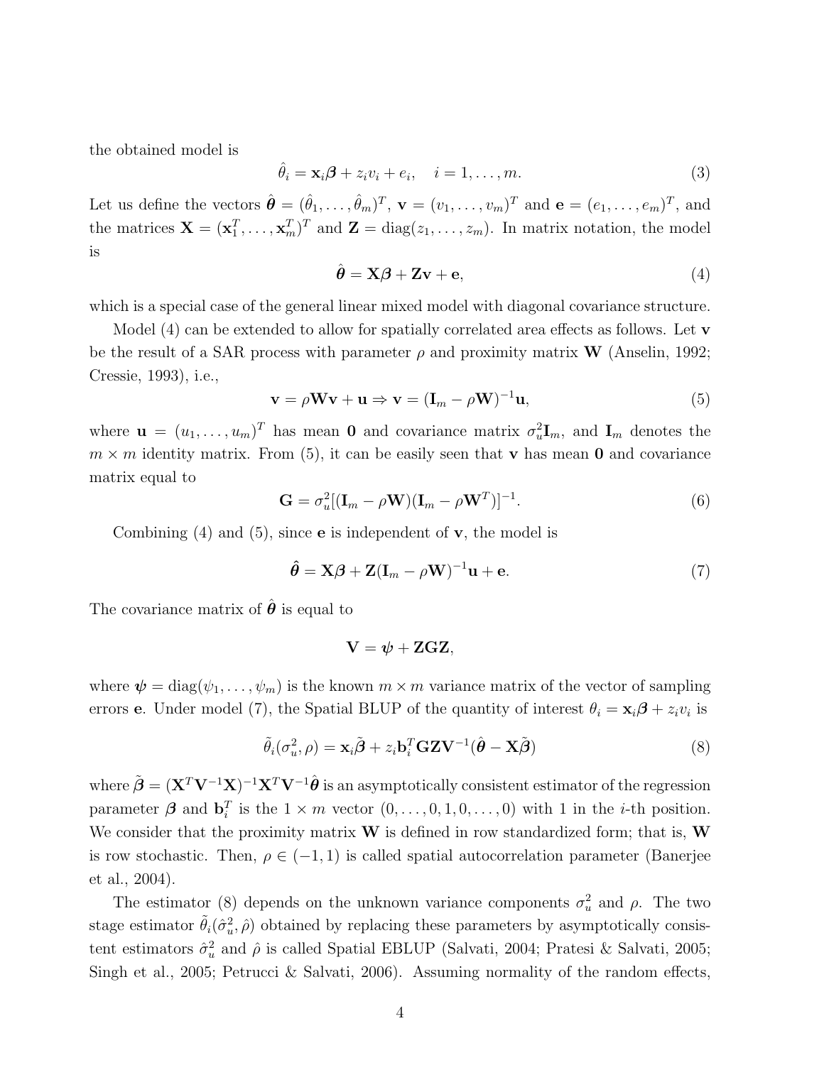the obtained model is

$$\hat{\theta}_i = \mathbf{x}_i \boldsymbol{\beta} + z_i v_i + e_i, \quad i = 1, \ldots, m. \tag{3}$$

Let us define the vectors $\hat{\boldsymbol{\theta}} = (\hat{\theta}_1, \ldots, \hat{\theta}_m)^T$, $\mathbf{v} = (v_1, \ldots, v_m)^T$ and $\mathbf{e} = (e_1, \ldots, e_m)^T$, and the matrices $\mathbf{X} = (\mathbf{x}_1^T, \ldots, \mathbf{x}_m^T)^T$ and $\mathbf{Z} = \text{diag}(z_1, \ldots, z_m)$. In matrix notation, the model is

$$\hat{\boldsymbol{\theta}} = \mathbf{X}\boldsymbol{\beta} + \mathbf{Z}\mathbf{v} + \mathbf{e}, \tag{4}$$

which is a special case of the general linear mixed model with diagonal covariance structure.

Model (4) can be extended to allow for spatially correlated area effects as follows. Let $\mathbf{v}$ be the result of a SAR process with parameter $\rho$ and proximity matrix $\mathbf{W}$ (Anselin, 1992; Cressie, 1993), i.e.,

$$\mathbf{v} = \rho \mathbf{W}\mathbf{v} + \mathbf{u} \Rightarrow \mathbf{v} = (\mathbf{I}_m - \rho \mathbf{W})^{-1}\mathbf{u}, \tag{5}$$

where $\mathbf{u} = (u_1, \ldots, u_m)^T$ has mean $\mathbf{0}$ and covariance matrix $\sigma_u^2 \mathbf{I}_m$, and $\mathbf{I}_m$ denotes the $m \times m$ identity matrix. From (5), it can be easily seen that $\mathbf{v}$ has mean $\mathbf{0}$ and covariance matrix equal to

$$\mathbf{G} = \sigma_u^2 [(\mathbf{I}_m - \rho \mathbf{W})(\mathbf{I}_m - \rho \mathbf{W}^T)]^{-1}. \tag{6}$$

Combining (4) and (5), since $\mathbf{e}$ is independent of $\mathbf{v}$, the model is

$$\hat{\boldsymbol{\theta}} = \mathbf{X}\boldsymbol{\beta} + \mathbf{Z}(\mathbf{I}_m - \rho \mathbf{W})^{-1}\mathbf{u} + \mathbf{e}. \tag{7}$$

The covariance matrix of $\hat{\boldsymbol{\theta}}$ is equal to

$$\mathbf{V} = \boldsymbol{\psi} + \mathbf{Z}\mathbf{G}\mathbf{Z},$$

where $\boldsymbol{\psi} = \text{diag}(\psi_1, \ldots, \psi_m)$ is the known $m \times m$ variance matrix of the vector of sampling errors $\mathbf{e}$. Under model (7), the Spatial BLUP of the quantity of interest $\theta_i = \mathbf{x}_i \boldsymbol{\beta} + z_i v_i$ is

$$\tilde{\theta}_i(\sigma_u^2, \rho) = \mathbf{x}_i \tilde{\boldsymbol{\beta}} + z_i \mathbf{b}_i^T \mathbf{G}\mathbf{Z}\mathbf{V}^{-1}(\hat{\boldsymbol{\theta}} - \mathbf{X}\tilde{\boldsymbol{\beta}}) \tag{8}$$

where $\tilde{\boldsymbol{\beta}} = (\mathbf{X}^T \mathbf{V}^{-1} \mathbf{X})^{-1} \mathbf{X}^T \mathbf{V}^{-1} \hat{\boldsymbol{\theta}}$ is an asymptotically consistent estimator of the regression parameter $\boldsymbol{\beta}$ and $\mathbf{b}_i^T$ is the $1 \times m$ vector $(0, \ldots, 0, 1, 0, \ldots, 0)$ with 1 in the $i$-th position. We consider that the proximity matrix $\mathbf{W}$ is defined in row standardized form; that is, $\mathbf{W}$ is row stochastic. Then, $\rho \in (-1, 1)$ is called spatial autocorrelation parameter (Banerjee et al., 2004).

The estimator (8) depends on the unknown variance components $\sigma_u^2$ and $\rho$. The two stage estimator $\tilde{\theta}_i(\hat{\sigma}_u^2, \hat{\rho})$ obtained by replacing these parameters by asymptotically consistent estimators $\hat{\sigma}_u^2$ and $\hat{\rho}$ is called Spatial EBLUP (Salvati, 2004; Pratesi & Salvati, 2005; Singh et al., 2005; Petrucci & Salvati, 2006). Assuming normality of the random effects,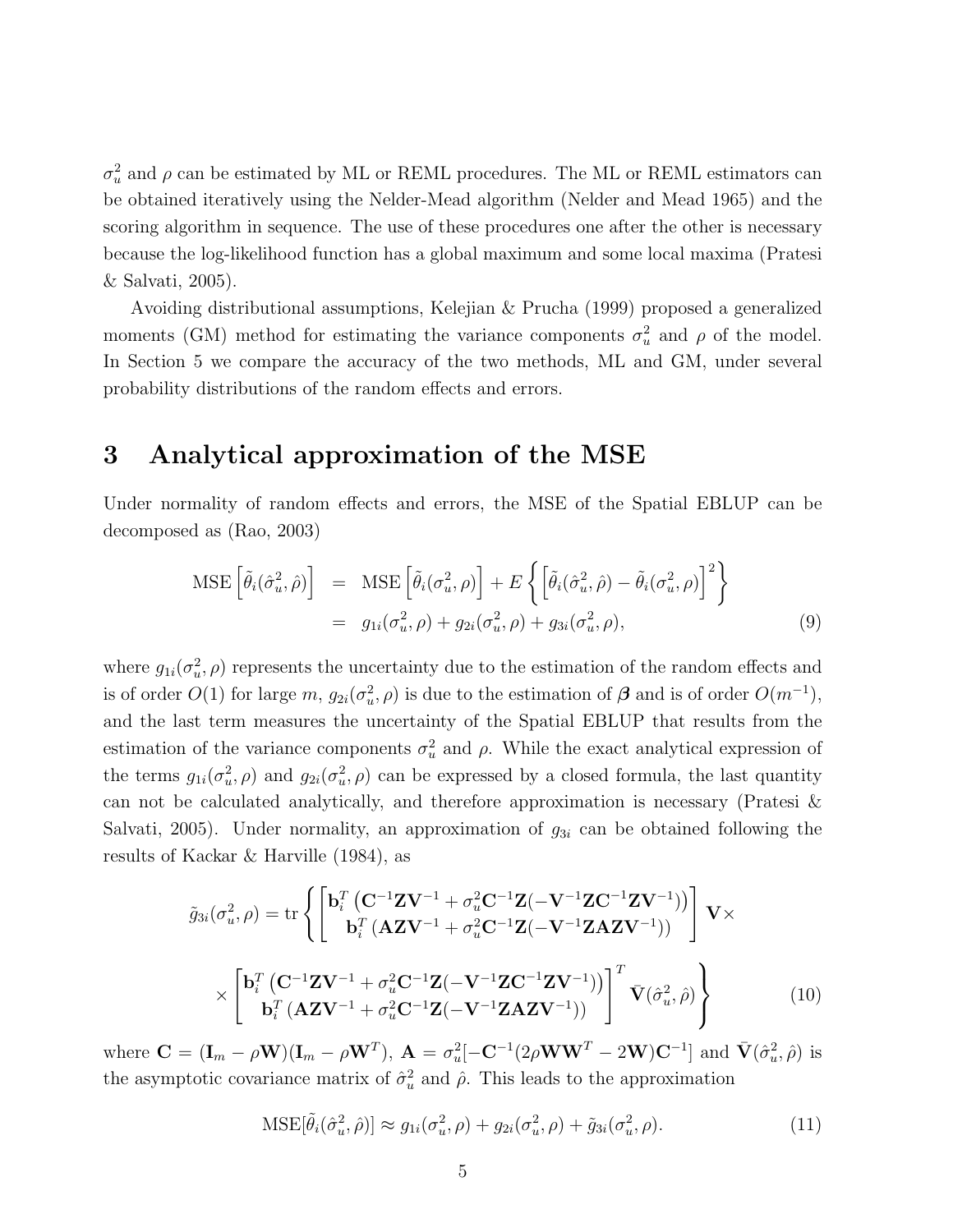$\sigma_u^2$ and $\rho$ can be estimated by ML or REML procedures. The ML or REML estimators can be obtained iteratively using the Nelder-Mead algorithm (Nelder and Mead 1965) and the scoring algorithm in sequence. The use of these procedures one after the other is necessary because the log-likelihood function has a global maximum and some local maxima (Pratesi & Salvati, 2005).

Avoiding distributional assumptions, Kelejian & Prucha (1999) proposed a generalized moments (GM) method for estimating the variance components $\sigma_u^2$ and $\rho$ of the model. In Section 5 we compare the accuracy of the two methods, ML and GM, under several probability distributions of the random effects and errors.

# 3 Analytical approximation of the MSE

Under normality of random effects and errors, the MSE of the Spatial EBLUP can be decomposed as (Rao, 2003)

$$
\begin{aligned}
\text{MSE}\left[\tilde{\theta}_i(\hat{\sigma}_u^2, \hat{\rho})\right] &= \text{MSE}\left[\tilde{\theta}_i(\sigma_u^2, \rho)\right] + E\left\{\left[\tilde{\theta}_i(\hat{\sigma}_u^2, \hat{\rho}) - \tilde{\theta}_i(\sigma_u^2, \rho)\right]^2\right\} \\
&= g_{1i}(\sigma_u^2, \rho) + g_{2i}(\sigma_u^2, \rho) + g_{3i}(\sigma_u^2, \rho),
\end{aligned} \tag{9}
$$

where $g_{1i}(\sigma_u^2, \rho)$ represents the uncertainty due to the estimation of the random effects and is of order $O(1)$ for large $m$, $g_{2i}(\sigma_u^2, \rho)$ is due to the estimation of $\boldsymbol{\beta}$ and is of order $O(m^{-1})$, and the last term measures the uncertainty of the Spatial EBLUP that results from the estimation of the variance components $\sigma_u^2$ and $\rho$. While the exact analytical expression of the terms $g_{1i}(\sigma_u^2, \rho)$ and $g_{2i}(\sigma_u^2, \rho)$ can be expressed by a closed formula, the last quantity can not be calculated analytically, and therefore approximation is necessary (Pratesi & Salvati, 2005). Under normality, an approximation of $g_{3i}$ can be obtained following the results of Kackar & Harville (1984), as

$$
\begin{aligned}
\tilde{g}_{3i}(\sigma_u^2, \rho) = \text{tr}\Bigg\{ &\begin{bmatrix} \mathbf{b}_i^T\left(\mathbf{C}^{-1}\mathbf{Z}\mathbf{V}^{-1} + \sigma_u^2\mathbf{C}^{-1}\mathbf{Z}(-\mathbf{V}^{-1}\mathbf{Z}\mathbf{C}^{-1}\mathbf{Z}\mathbf{V}^{-1})\right) \\ \mathbf{b}_i^T\left(\mathbf{A}\mathbf{Z}\mathbf{V}^{-1} + \sigma_u^2\mathbf{C}^{-1}\mathbf{Z}(-\mathbf{V}^{-1}\mathbf{Z}\mathbf{A}\mathbf{Z}\mathbf{V}^{-1})\right) \end{bmatrix} \mathbf{V} \times \\
\times &\begin{bmatrix} \mathbf{b}_i^T\left(\mathbf{C}^{-1}\mathbf{Z}\mathbf{V}^{-1} + \sigma_u^2\mathbf{C}^{-1}\mathbf{Z}(-\mathbf{V}^{-1}\mathbf{Z}\mathbf{C}^{-1}\mathbf{Z}\mathbf{V}^{-1})\right) \\ \mathbf{b}_i^T\left(\mathbf{A}\mathbf{Z}\mathbf{V}^{-1} + \sigma_u^2\mathbf{C}^{-1}\mathbf{Z}(-\mathbf{V}^{-1}\mathbf{Z}\mathbf{A}\mathbf{Z}\mathbf{V}^{-1})\right) \end{bmatrix}^T \bar{\mathbf{V}}(\hat{\sigma}_u^2, \hat{\rho}) \Bigg\}
\end{aligned} \tag{10}
$$

where $\mathbf{C} = (\mathbf{I}_m - \rho\mathbf{W})(\mathbf{I}_m - \rho\mathbf{W}^T)$, $\mathbf{A} = \sigma_u^2[-\mathbf{C}^{-1}(2\rho\mathbf{W}\mathbf{W}^T - 2\mathbf{W})\mathbf{C}^{-1}]$ and $\bar{\mathbf{V}}(\hat{\sigma}_u^2, \hat{\rho})$ is the asymptotic covariance matrix of $\hat{\sigma}_u^2$ and $\hat{\rho}$. This leads to the approximation

$$
\text{MSE}[\tilde{\theta}_i(\hat{\sigma}_u^2, \hat{\rho})] \approx g_{1i}(\sigma_u^2, \rho) + g_{2i}(\sigma_u^2, \rho) + \tilde{g}_{3i}(\sigma_u^2, \rho). \tag{11}
$$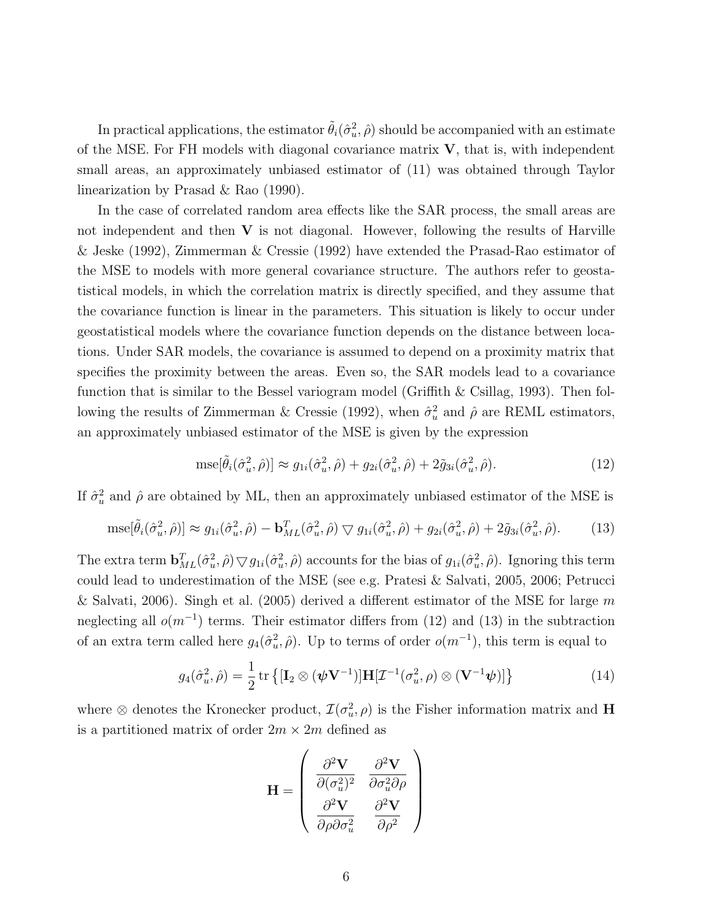In practical applications, the estimator $\tilde{\theta}_i(\hat{\sigma}_u^2, \hat{\rho})$ should be accompanied with an estimate of the MSE. For FH models with diagonal covariance matrix $\mathbf{V}$, that is, with independent small areas, an approximately unbiased estimator of (11) was obtained through Taylor linearization by Prasad & Rao (1990).

In the case of correlated random area effects like the SAR process, the small areas are not independent and then $\mathbf{V}$ is not diagonal. However, following the results of Harville & Jeske (1992), Zimmerman & Cressie (1992) have extended the Prasad-Rao estimator of the MSE to models with more general covariance structure. The authors refer to geostatistical models, in which the correlation matrix is directly specified, and they assume that the covariance function is linear in the parameters. This situation is likely to occur under geostatistical models where the covariance function depends on the distance between locations. Under SAR models, the covariance is assumed to depend on a proximity matrix that specifies the proximity between the areas. Even so, the SAR models lead to a covariance function that is similar to the Bessel variogram model (Griffith & Csillag, 1993). Then following the results of Zimmerman & Cressie (1992), when $\hat{\sigma}_u^2$ and $\hat{\rho}$ are REML estimators, an approximately unbiased estimator of the MSE is given by the expression

$$\text{mse}[\tilde{\theta}_i(\hat{\sigma}_u^2, \hat{\rho})] \approx g_{1i}(\hat{\sigma}_u^2, \hat{\rho}) + g_{2i}(\hat{\sigma}_u^2, \hat{\rho}) + 2\tilde{g}_{3i}(\hat{\sigma}_u^2, \hat{\rho}). \tag{12}$$

If $\hat{\sigma}_u^2$ and $\hat{\rho}$ are obtained by ML, then an approximately unbiased estimator of the MSE is

$$\text{mse}[\tilde{\theta}_i(\hat{\sigma}_u^2, \hat{\rho})] \approx g_{1i}(\hat{\sigma}_u^2, \hat{\rho}) - \mathbf{b}_{ML}^T(\hat{\sigma}_u^2, \hat{\rho}) \bigtriangledown g_{1i}(\hat{\sigma}_u^2, \hat{\rho}) + g_{2i}(\hat{\sigma}_u^2, \hat{\rho}) + 2\tilde{g}_{3i}(\hat{\sigma}_u^2, \hat{\rho}). \tag{13}$$

The extra term $\mathbf{b}_{ML}^T(\hat{\sigma}_u^2, \hat{\rho}) \bigtriangledown g_{1i}(\hat{\sigma}_u^2, \hat{\rho})$ accounts for the bias of $g_{1i}(\hat{\sigma}_u^2, \hat{\rho})$. Ignoring this term could lead to underestimation of the MSE (see e.g. Pratesi & Salvati, 2005, 2006; Petrucci & Salvati, 2006). Singh et al. (2005) derived a different estimator of the MSE for large $m$ neglecting all $o(m^{-1})$ terms. Their estimator differs from (12) and (13) in the subtraction of an extra term called here $g_4(\hat{\sigma}_u^2, \hat{\rho})$. Up to terms of order $o(m^{-1})$, this term is equal to

$$g_4(\hat{\sigma}_u^2, \hat{\rho}) = \frac{1}{2} \operatorname{tr} \left\{ [\mathbf{I}_2 \otimes (\boldsymbol{\psi} \mathbf{V}^{-1})] \mathbf{H} [\mathcal{I}^{-1}(\sigma_u^2, \rho) \otimes (\mathbf{V}^{-1} \boldsymbol{\psi})] \right\} \tag{14}$$

where $\otimes$ denotes the Kronecker product, $\mathcal{I}(\sigma_u^2, \rho)$ is the Fisher information matrix and $\mathbf{H}$ is a partitioned matrix of order $2m \times 2m$ defined as

$$\mathbf{H} = \begin{pmatrix} \dfrac{\partial^2 \mathbf{V}}{\partial (\sigma_u^2)^2} & \dfrac{\partial^2 \mathbf{V}}{\partial \sigma_u^2 \partial \rho} \\ \dfrac{\partial^2 \mathbf{V}}{\partial \rho \partial \sigma_u^2} & \dfrac{\partial^2 \mathbf{V}}{\partial \rho^2} \end{pmatrix}$$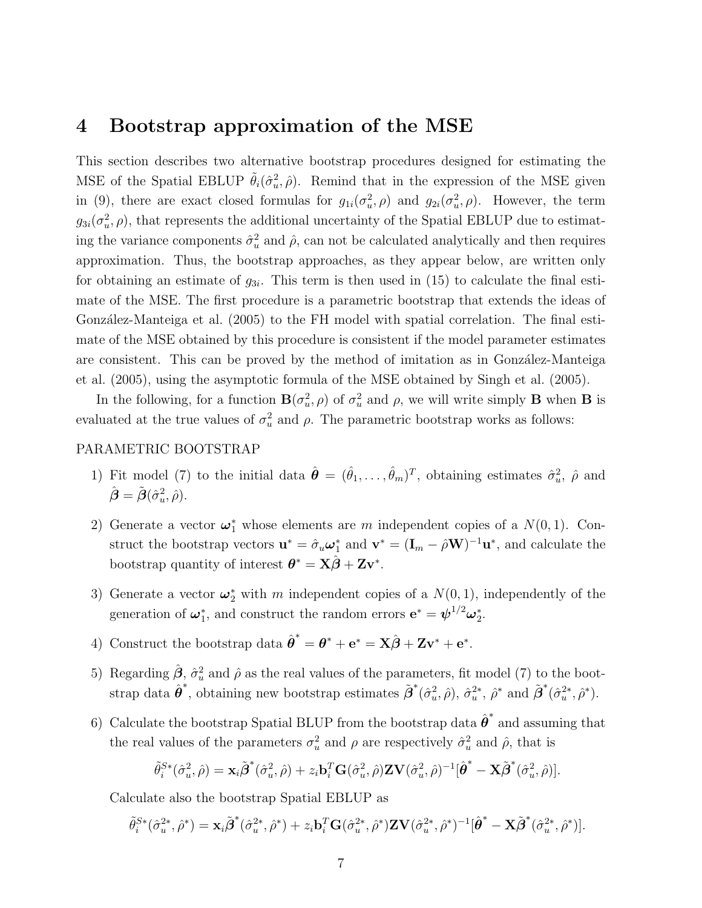# 4 Bootstrap approximation of the MSE

This section describes two alternative bootstrap procedures designed for estimating the MSE of the Spatial EBLUP $\tilde{\theta}_i(\hat{\sigma}_u^2, \hat{\rho})$. Remind that in the expression of the MSE given in (9), there are exact closed formulas for $g_{1i}(\sigma_u^2, \rho)$ and $g_{2i}(\sigma_u^2, \rho)$. However, the term $g_{3i}(\sigma_u^2, \rho)$, that represents the additional uncertainty of the Spatial EBLUP due to estimating the variance components $\hat{\sigma}_u^2$ and $\hat{\rho}$, can not be calculated analytically and then requires approximation. Thus, the bootstrap approaches, as they appear below, are written only for obtaining an estimate of $g_{3i}$. This term is then used in (15) to calculate the final estimate of the MSE. The first procedure is a parametric bootstrap that extends the ideas of González-Manteiga et al. (2005) to the FH model with spatial correlation. The final estimate of the MSE obtained by this procedure is consistent if the model parameter estimates are consistent. This can be proved by the method of imitation as in González-Manteiga et al. (2005), using the asymptotic formula of the MSE obtained by Singh et al. (2005).

In the following, for a function $\mathbf{B}(\sigma_u^2, \rho)$ of $\sigma_u^2$ and $\rho$, we will write simply $\mathbf{B}$ when $\mathbf{B}$ is evaluated at the true values of $\sigma_u^2$ and $\rho$. The parametric bootstrap works as follows:

PARAMETRIC BOOTSTRAP

1) Fit model (7) to the initial data $\hat{\boldsymbol{\theta}} = (\hat{\theta}_1, \ldots, \hat{\theta}_m)^T$, obtaining estimates $\hat{\sigma}_u^2$, $\hat{\rho}$ and $\hat{\boldsymbol{\beta}} = \tilde{\boldsymbol{\beta}}(\hat{\sigma}_u^2, \hat{\rho})$.

2) Generate a vector $\boldsymbol{\omega}_1^*$ whose elements are $m$ independent copies of a $N(0,1)$. Construct the bootstrap vectors $\mathbf{u}^* = \hat{\sigma}_u \boldsymbol{\omega}_1^*$ and $\mathbf{v}^* = (\mathbf{I}_m - \hat{\rho}\mathbf{W})^{-1}\mathbf{u}^*$, and calculate the bootstrap quantity of interest $\boldsymbol{\theta}^* = \mathbf{X}\hat{\boldsymbol{\beta}} + \mathbf{Z}\mathbf{v}^*$.

3) Generate a vector $\boldsymbol{\omega}_2^*$ with $m$ independent copies of a $N(0,1)$, independently of the generation of $\boldsymbol{\omega}_1^*$, and construct the random errors $\mathbf{e}^* = \boldsymbol{\psi}^{1/2}\boldsymbol{\omega}_2^*$.

4) Construct the bootstrap data $\hat{\boldsymbol{\theta}}^* = \boldsymbol{\theta}^* + \mathbf{e}^* = \mathbf{X}\hat{\boldsymbol{\beta}} + \mathbf{Z}\mathbf{v}^* + \mathbf{e}^*$.

5) Regarding $\hat{\boldsymbol{\beta}}$, $\hat{\sigma}_u^2$ and $\hat{\rho}$ as the real values of the parameters, fit model (7) to the bootstrap data $\hat{\boldsymbol{\theta}}^*$, obtaining new bootstrap estimates $\tilde{\boldsymbol{\beta}}^*(\hat{\sigma}_u^2, \hat{\rho})$, $\hat{\sigma}_u^{2*}$, $\hat{\rho}^*$ and $\tilde{\boldsymbol{\beta}}^*(\hat{\sigma}_u^{2*}, \hat{\rho}^*)$.

6) Calculate the bootstrap Spatial BLUP from the bootstrap data $\hat{\boldsymbol{\theta}}^*$ and assuming that the real values of the parameters $\sigma_u^2$ and $\rho$ are respectively $\hat{\sigma}_u^2$ and $\hat{\rho}$, that is

$$\tilde{\theta}_i^{S*}(\hat{\sigma}_u^2, \hat{\rho}) = \mathbf{x}_i \tilde{\boldsymbol{\beta}}^*(\hat{\sigma}_u^2, \hat{\rho}) + z_i \mathbf{b}_i^T \mathbf{G}(\hat{\sigma}_u^2, \hat{\rho}) \mathbf{Z} \mathbf{V}(\hat{\sigma}_u^2, \hat{\rho})^{-1} [\hat{\boldsymbol{\theta}}^* - \mathbf{X}\tilde{\boldsymbol{\beta}}^*(\hat{\sigma}_u^2, \hat{\rho})].$$

Calculate also the bootstrap Spatial EBLUP as

$$\tilde{\theta}_i^{S*}(\hat{\sigma}_u^{2*}, \hat{\rho}^*) = \mathbf{x}_i \tilde{\boldsymbol{\beta}}^*(\hat{\sigma}_u^{2*}, \hat{\rho}^*) + z_i \mathbf{b}_i^T \mathbf{G}(\hat{\sigma}_u^{2*}, \hat{\rho}^*) \mathbf{Z} \mathbf{V}(\hat{\sigma}_u^{2*}, \hat{\rho}^*)^{-1} [\hat{\boldsymbol{\theta}}^* - \mathbf{X}\tilde{\boldsymbol{\beta}}^*(\hat{\sigma}_u^{2*}, \hat{\rho}^*)].$$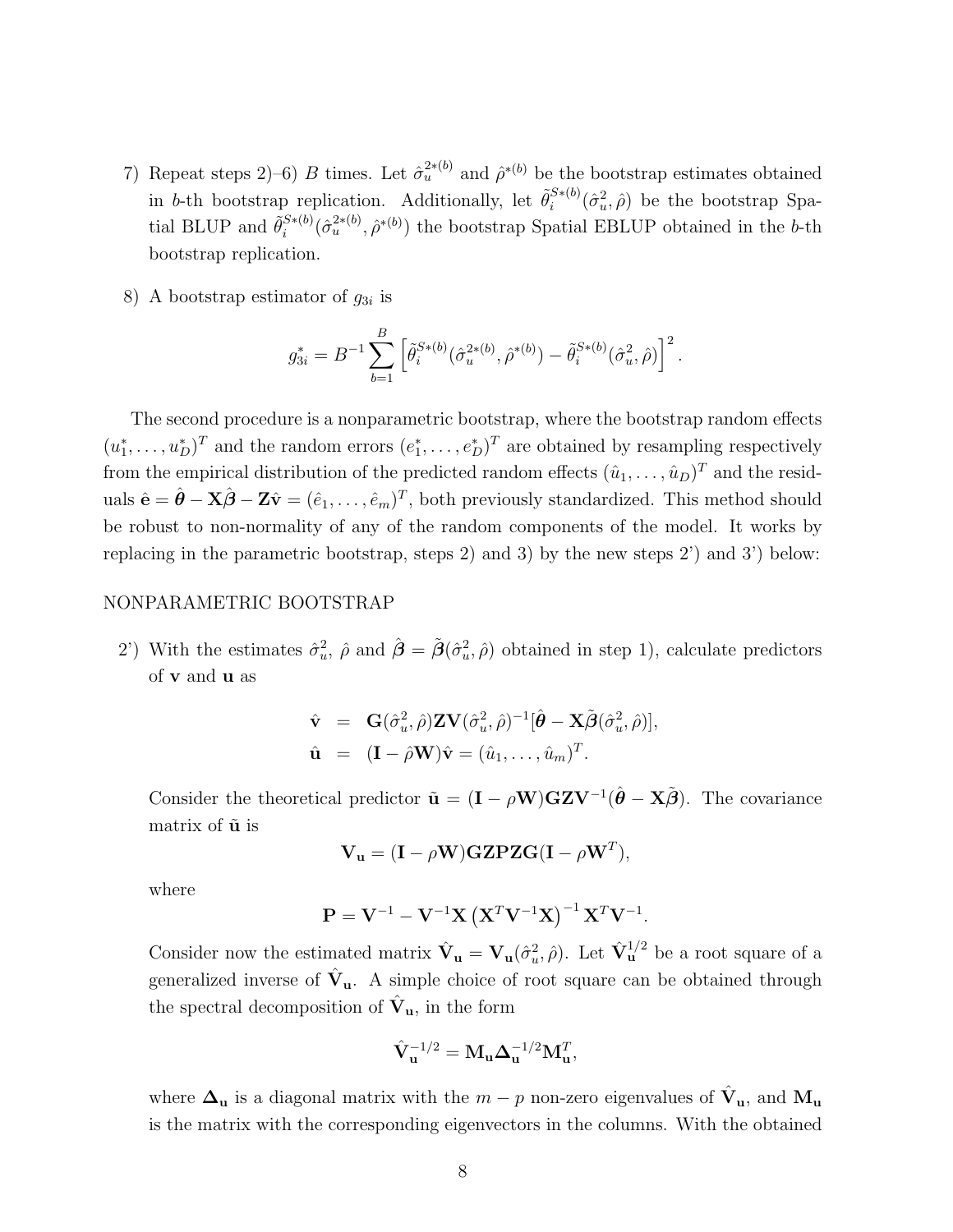7) Repeat steps 2)–6) $B$ times. Let $\hat{\sigma}_u^{2*(b)}$ and $\hat{\rho}^{*(b)}$ be the bootstrap estimates obtained in $b$-th bootstrap replication. Additionally, let $\tilde{\theta}_i^{S*(b)}(\hat{\sigma}_u^2, \hat{\rho})$ be the bootstrap Spatial BLUP and $\tilde{\theta}_i^{S*(b)}(\hat{\sigma}_u^{2*(b)}, \hat{\rho}^{*(b)})$ the bootstrap Spatial EBLUP obtained in the $b$-th bootstrap replication.

8) A bootstrap estimator of $g_{3i}$ is

$$g_{3i}^* = B^{-1} \sum_{b=1}^{B} \left[ \tilde{\theta}_i^{S*(b)}(\hat{\sigma}_u^{2*(b)}, \hat{\rho}^{*(b)}) - \tilde{\theta}_i^{S*(b)}(\hat{\sigma}_u^2, \hat{\rho}) \right]^2.$$

The second procedure is a nonparametric bootstrap, where the bootstrap random effects $(u_1^*, \ldots, u_D^*)^T$ and the random errors $(e_1^*, \ldots, e_D^*)^T$ are obtained by resampling respectively from the empirical distribution of the predicted random effects $(\hat{u}_1, \ldots, \hat{u}_D)^T$ and the residuals $\hat{\mathbf{e}} = \hat{\boldsymbol{\theta}} - \mathbf{X}\hat{\boldsymbol{\beta}} - \mathbf{Z}\hat{\mathbf{v}} = (\hat{e}_1, \ldots, \hat{e}_m)^T$, both previously standardized. This method should be robust to non-normality of any of the random components of the model. It works by replacing in the parametric bootstrap, steps 2) and 3) by the new steps 2') and 3') below:

NONPARAMETRIC BOOTSTRAP

2') With the estimates $\hat{\sigma}_u^2$, $\hat{\rho}$ and $\hat{\boldsymbol{\beta}} = \tilde{\boldsymbol{\beta}}(\hat{\sigma}_u^2, \hat{\rho})$ obtained in step 1), calculate predictors of $\mathbf{v}$ and $\mathbf{u}$ as

$$\begin{aligned} \hat{\mathbf{v}} &= \mathbf{G}(\hat{\sigma}_u^2, \hat{\rho})\mathbf{Z}\mathbf{V}(\hat{\sigma}_u^2, \hat{\rho})^{-1}[\hat{\boldsymbol{\theta}} - \mathbf{X}\tilde{\boldsymbol{\beta}}(\hat{\sigma}_u^2, \hat{\rho})], \\ \hat{\mathbf{u}} &= (\mathbf{I} - \hat{\rho}\mathbf{W})\hat{\mathbf{v}} = (\hat{u}_1, \ldots, \hat{u}_m)^T. \end{aligned}$$

Consider the theoretical predictor $\tilde{\mathbf{u}} = (\mathbf{I} - \rho\mathbf{W})\mathbf{G}\mathbf{Z}\mathbf{V}^{-1}(\hat{\boldsymbol{\theta}} - \mathbf{X}\tilde{\boldsymbol{\beta}})$. The covariance matrix of $\tilde{\mathbf{u}}$ is

$$\mathbf{V}_{\mathbf{u}} = (\mathbf{I} - \rho\mathbf{W})\mathbf{G}\mathbf{Z}\mathbf{P}\mathbf{Z}\mathbf{G}(\mathbf{I} - \rho\mathbf{W}^T),$$

where

$$\mathbf{P} = \mathbf{V}^{-1} - \mathbf{V}^{-1}\mathbf{X}\left(\mathbf{X}^T\mathbf{V}^{-1}\mathbf{X}\right)^{-1}\mathbf{X}^T\mathbf{V}^{-1}.$$

Consider now the estimated matrix $\hat{\mathbf{V}}_{\mathbf{u}} = \mathbf{V}_{\mathbf{u}}(\hat{\sigma}_u^2, \hat{\rho})$. Let $\hat{\mathbf{V}}_{\mathbf{u}}^{1/2}$ be a root square of a generalized inverse of $\hat{\mathbf{V}}_{\mathbf{u}}$. A simple choice of root square can be obtained through the spectral decomposition of $\hat{\mathbf{V}}_{\mathbf{u}}$, in the form

$$\hat{\mathbf{V}}_{\mathbf{u}}^{-1/2} = \mathbf{M}_{\mathbf{u}}\boldsymbol{\Delta}_{\mathbf{u}}^{-1/2}\mathbf{M}_{\mathbf{u}}^T,$$

where $\boldsymbol{\Delta}_{\mathbf{u}}$ is a diagonal matrix with the $m - p$ non-zero eigenvalues of $\hat{\mathbf{V}}_{\mathbf{u}}$, and $\mathbf{M}_{\mathbf{u}}$ is the matrix with the corresponding eigenvectors in the columns. With the obtained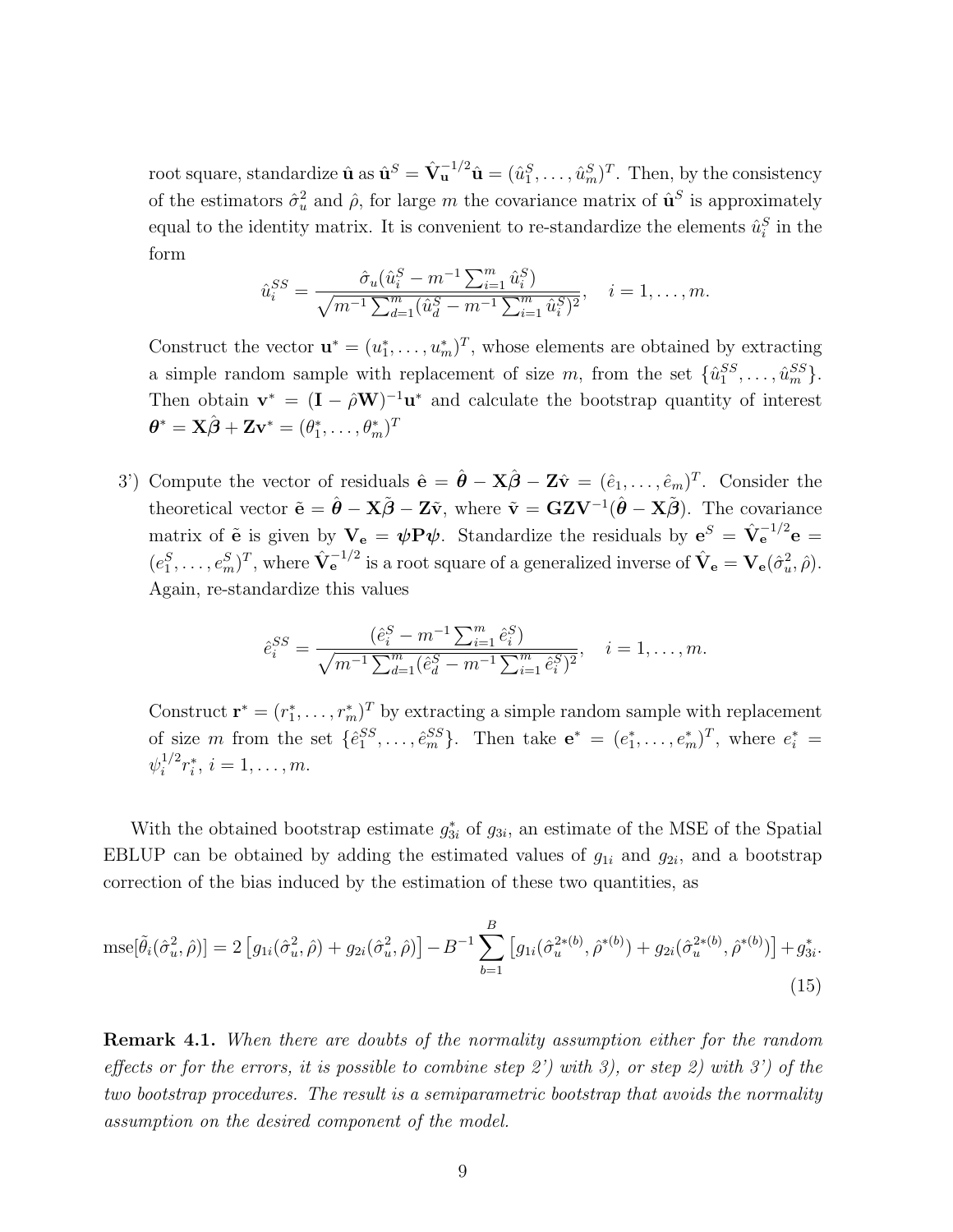root square, standardize $\hat{\mathbf{u}}$ as $\hat{\mathbf{u}}^S = \hat{\mathbf{V}}_{\mathbf{u}}^{-1/2}\hat{\mathbf{u}} = (\hat{u}_1^S, \ldots, \hat{u}_m^S)^T$. Then, by the consistency of the estimators $\hat{\sigma}_u^2$ and $\hat{\rho}$, for large $m$ the covariance matrix of $\hat{\mathbf{u}}^S$ is approximately equal to the identity matrix. It is convenient to re-standardize the elements $\hat{u}_i^S$ in the form

$$\hat{u}_i^{SS} = \frac{\hat{\sigma}_u(\hat{u}_i^S - m^{-1}\sum_{i=1}^m \hat{u}_i^S)}{\sqrt{m^{-1}\sum_{d=1}^m (\hat{u}_d^S - m^{-1}\sum_{i=1}^m \hat{u}_i^S)^2}}, \quad i = 1, \ldots, m.$$

Construct the vector $\mathbf{u}^* = (u_1^*, \ldots, u_m^*)^T$, whose elements are obtained by extracting a simple random sample with replacement of size $m$, from the set $\{\hat{u}_1^{SS}, \ldots, \hat{u}_m^{SS}\}$. Then obtain $\mathbf{v}^* = (\mathbf{I} - \hat{\rho}\mathbf{W})^{-1}\mathbf{u}^*$ and calculate the bootstrap quantity of interest $\boldsymbol{\theta}^* = \mathbf{X}\hat{\boldsymbol{\beta}} + \mathbf{Z}\mathbf{v}^* = (\theta_1^*, \ldots, \theta_m^*)^T$

3') Compute the vector of residuals $\hat{\mathbf{e}} = \hat{\boldsymbol{\theta}} - \mathbf{X}\hat{\boldsymbol{\beta}} - \mathbf{Z}\hat{\mathbf{v}} = (\hat{e}_1, \ldots, \hat{e}_m)^T$. Consider the theoretical vector $\tilde{\mathbf{e}} = \hat{\boldsymbol{\theta}} - \mathbf{X}\tilde{\boldsymbol{\beta}} - \mathbf{Z}\tilde{\mathbf{v}}$, where $\tilde{\mathbf{v}} = \mathbf{G}\mathbf{Z}\mathbf{V}^{-1}(\hat{\boldsymbol{\theta}} - \mathbf{X}\tilde{\boldsymbol{\beta}})$. The covariance matrix of $\tilde{\mathbf{e}}$ is given by $\mathbf{V}_{\mathbf{e}} = \boldsymbol{\psi}\mathbf{P}\boldsymbol{\psi}$. Standardize the residuals by $\mathbf{e}^S = \hat{\mathbf{V}}_{\mathbf{e}}^{-1/2}\mathbf{e} = (e_1^S, \ldots, e_m^S)^T$, where $\hat{\mathbf{V}}_{\mathbf{e}}^{-1/2}$ is a root square of a generalized inverse of $\hat{\mathbf{V}}_{\mathbf{e}} = \mathbf{V}_{\mathbf{e}}(\hat{\sigma}_u^2, \hat{\rho})$. Again, re-standardize this values

$$\hat{e}_i^{SS} = \frac{(\hat{e}_i^S - m^{-1}\sum_{i=1}^m \hat{e}_i^S)}{\sqrt{m^{-1}\sum_{d=1}^m (\hat{e}_d^S - m^{-1}\sum_{i=1}^m \hat{e}_i^S)^2}}, \quad i = 1, \ldots, m.$$

Construct $\mathbf{r}^* = (r_1^*, \ldots, r_m^*)^T$ by extracting a simple random sample with replacement of size $m$ from the set $\{\hat{e}_1^{SS}, \ldots, \hat{e}_m^{SS}\}$. Then take $\mathbf{e}^* = (e_1^*, \ldots, e_m^*)^T$, where $e_i^* = \psi_i^{1/2} r_i^*$, $i = 1, \ldots, m$.

With the obtained bootstrap estimate $g_{3i}^*$ of $g_{3i}$, an estimate of the MSE of the Spatial EBLUP can be obtained by adding the estimated values of $g_{1i}$ and $g_{2i}$, and a bootstrap correction of the bias induced by the estimation of these two quantities, as

$$\text{mse}[\tilde{\theta}_i(\hat{\sigma}_u^2, \hat{\rho})] = 2\left[g_{1i}(\hat{\sigma}_u^2, \hat{\rho}) + g_{2i}(\hat{\sigma}_u^2, \hat{\rho})\right] - B^{-1}\sum_{b=1}^{B}\left[g_{1i}(\hat{\sigma}_u^{2*(b)}, \hat{\rho}^{*(b)}) + g_{2i}(\hat{\sigma}_u^{2*(b)}, \hat{\rho}^{*(b)})\right] + g_{3i}^*. \tag{15}$$

**Remark 4.1.** *When there are doubts of the normality assumption either for the random effects or for the errors, it is possible to combine step 2') with 3), or step 2) with 3') of the two bootstrap procedures. The result is a semiparametric bootstrap that avoids the normality assumption on the desired component of the model.*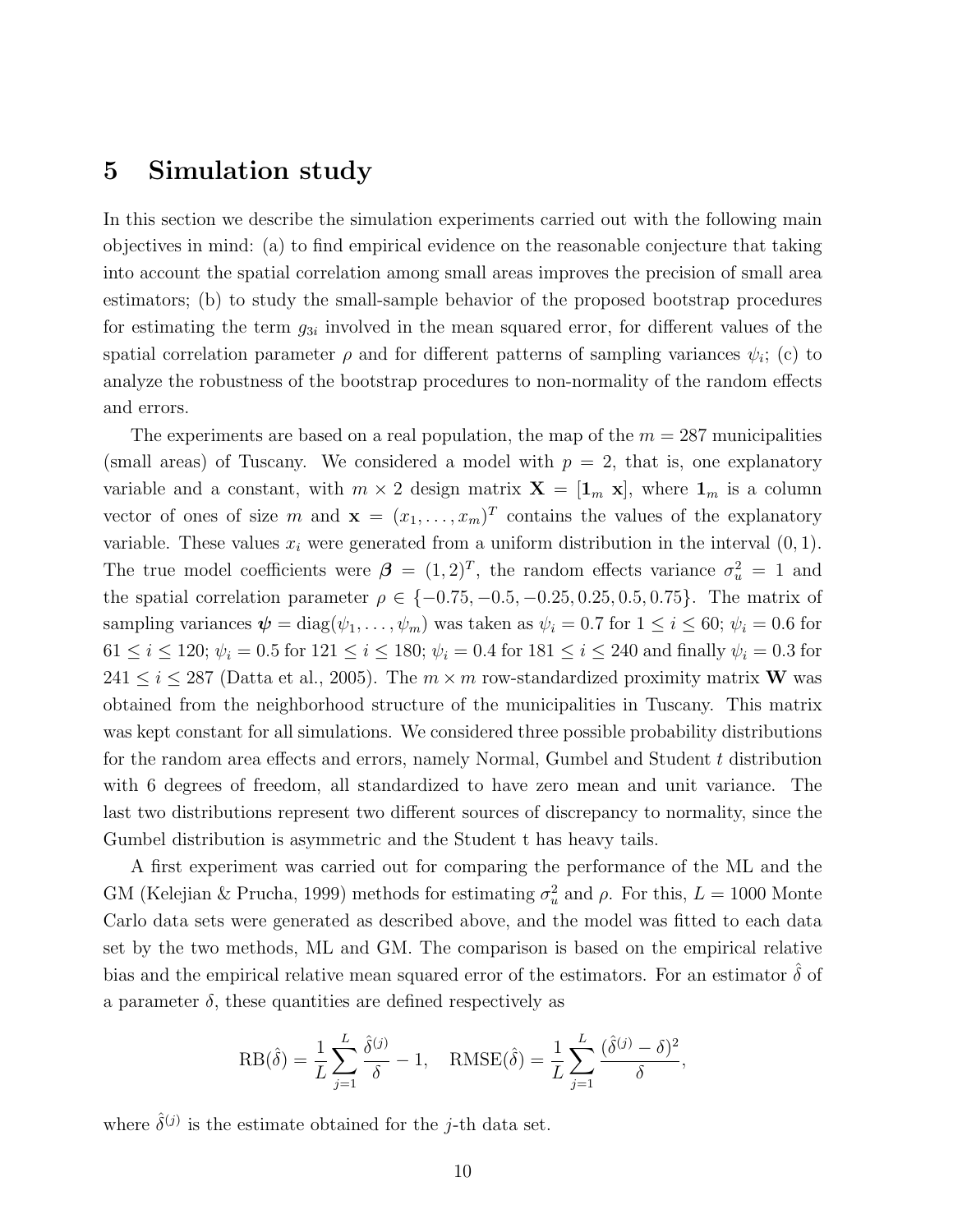# 5 Simulation study

In this section we describe the simulation experiments carried out with the following main objectives in mind: (a) to find empirical evidence on the reasonable conjecture that taking into account the spatial correlation among small areas improves the precision of small area estimators; (b) to study the small-sample behavior of the proposed bootstrap procedures for estimating the term $g_{3i}$ involved in the mean squared error, for different values of the spatial correlation parameter $\rho$ and for different patterns of sampling variances $\psi_i$; (c) to analyze the robustness of the bootstrap procedures to non-normality of the random effects and errors.

The experiments are based on a real population, the map of the $m = 287$ municipalities (small areas) of Tuscany. We considered a model with $p = 2$, that is, one explanatory variable and a constant, with $m \times 2$ design matrix $\mathbf{X} = [\mathbf{1}_m \ \mathbf{x}]$, where $\mathbf{1}_m$ is a column vector of ones of size $m$ and $\mathbf{x} = (x_1, \ldots, x_m)^T$ contains the values of the explanatory variable. These values $x_i$ were generated from a uniform distribution in the interval $(0, 1)$. The true model coefficients were $\boldsymbol{\beta} = (1, 2)^T$, the random effects variance $\sigma_u^2 = 1$ and the spatial correlation parameter $\rho \in \{-0.75, -0.5, -0.25, 0.25, 0.5, 0.75\}$. The matrix of sampling variances $\boldsymbol{\psi} = \text{diag}(\psi_1, \ldots, \psi_m)$ was taken as $\psi_i = 0.7$ for $1 \leq i \leq 60$; $\psi_i = 0.6$ for $61 \leq i \leq 120$; $\psi_i = 0.5$ for $121 \leq i \leq 180$; $\psi_i = 0.4$ for $181 \leq i \leq 240$ and finally $\psi_i = 0.3$ for $241 \leq i \leq 287$ (Datta et al., 2005). The $m \times m$ row-standardized proximity matrix $\mathbf{W}$ was obtained from the neighborhood structure of the municipalities in Tuscany. This matrix was kept constant for all simulations. We considered three possible probability distributions for the random area effects and errors, namely Normal, Gumbel and Student $t$ distribution with 6 degrees of freedom, all standardized to have zero mean and unit variance. The last two distributions represent two different sources of discrepancy to normality, since the Gumbel distribution is asymmetric and the Student t has heavy tails.

A first experiment was carried out for comparing the performance of the ML and the GM (Kelejian & Prucha, 1999) methods for estimating $\sigma_u^2$ and $\rho$. For this, $L = 1000$ Monte Carlo data sets were generated as described above, and the model was fitted to each data set by the two methods, ML and GM. The comparison is based on the empirical relative bias and the empirical relative mean squared error of the estimators. For an estimator $\hat{\delta}$ of a parameter $\delta$, these quantities are defined respectively as

$$\text{RB}(\hat{\delta}) = \frac{1}{L} \sum_{j=1}^{L} \frac{\hat{\delta}^{(j)}}{\delta} - 1, \quad \text{RMSE}(\hat{\delta}) = \frac{1}{L} \sum_{j=1}^{L} \frac{(\hat{\delta}^{(j)} - \delta)^2}{\delta},$$

where $\hat{\delta}^{(j)}$ is the estimate obtained for the $j$-th data set.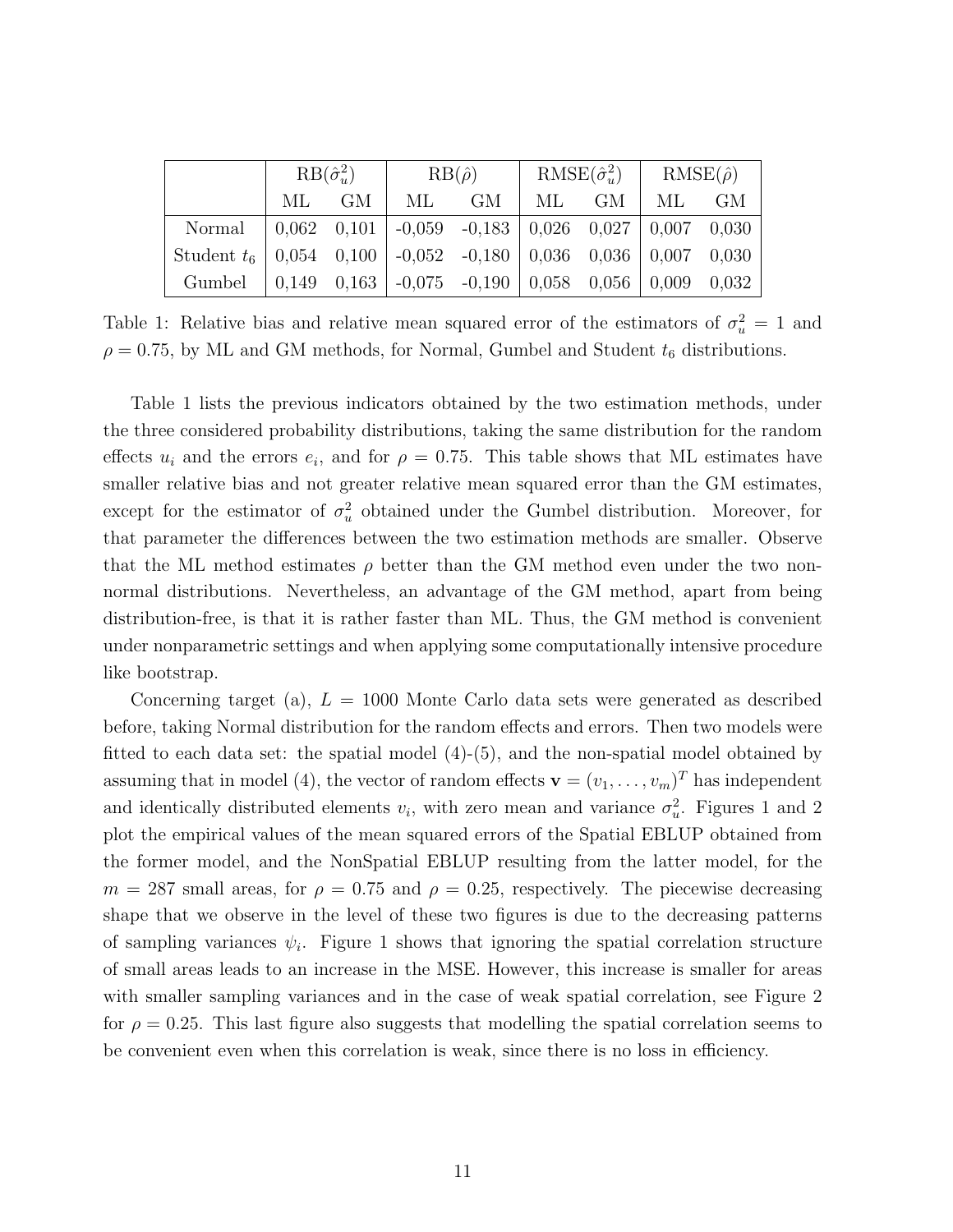| | $\text{RB}(\hat{\sigma}_u^2)$ | | $\text{RB}(\hat{\rho})$ | | $\text{RMSE}(\hat{\sigma}_u^2)$ | | $\text{RMSE}(\hat{\rho})$ | |
|---|---|---|---|---|---|---|---|---|
| | ML | GM | ML | GM | ML | GM | ML | GM |
| Normal | 0,062 | 0,101 | -0,059 | -0,183 | 0,026 | 0,027 | 0,007 | 0,030 |
| Student $t_6$ | 0,054 | 0,100 | -0,052 | -0,180 | 0,036 | 0,036 | 0,007 | 0,030 |
| Gumbel | 0,149 | 0,163 | -0,075 | -0,190 | 0,058 | 0,056 | 0,009 | 0,032 |

Table 1: Relative bias and relative mean squared error of the estimators of $\sigma_u^2 = 1$ and $\rho = 0.75$, by ML and GM methods, for Normal, Gumbel and Student $t_6$ distributions.

Table 1 lists the previous indicators obtained by the two estimation methods, under the three considered probability distributions, taking the same distribution for the random effects $u_i$ and the errors $e_i$, and for $\rho = 0.75$. This table shows that ML estimates have smaller relative bias and not greater relative mean squared error than the GM estimates, except for the estimator of $\sigma_u^2$ obtained under the Gumbel distribution. Moreover, for that parameter the differences between the two estimation methods are smaller. Observe that the ML method estimates $\rho$ better than the GM method even under the two non-normal distributions. Nevertheless, an advantage of the GM method, apart from being distribution-free, is that it is rather faster than ML. Thus, the GM method is convenient under nonparametric settings and when applying some computationally intensive procedure like bootstrap.

Concerning target (a), $L = 1000$ Monte Carlo data sets were generated as described before, taking Normal distribution for the random effects and errors. Then two models were fitted to each data set: the spatial model (4)-(5), and the non-spatial model obtained by assuming that in model (4), the vector of random effects $\mathbf{v} = (v_1, \ldots, v_m)^T$ has independent and identically distributed elements $v_i$, with zero mean and variance $\sigma_u^2$. Figures 1 and 2 plot the empirical values of the mean squared errors of the Spatial EBLUP obtained from the former model, and the NonSpatial EBLUP resulting from the latter model, for the $m = 287$ small areas, for $\rho = 0.75$ and $\rho = 0.25$, respectively. The piecewise decreasing shape that we observe in the level of these two figures is due to the decreasing patterns of sampling variances $\psi_i$. Figure 1 shows that ignoring the spatial correlation structure of small areas leads to an increase in the MSE. However, this increase is smaller for areas with smaller sampling variances and in the case of weak spatial correlation, see Figure 2 for $\rho = 0.25$. This last figure also suggests that modelling the spatial correlation seems to be convenient even when this correlation is weak, since there is no loss in efficiency.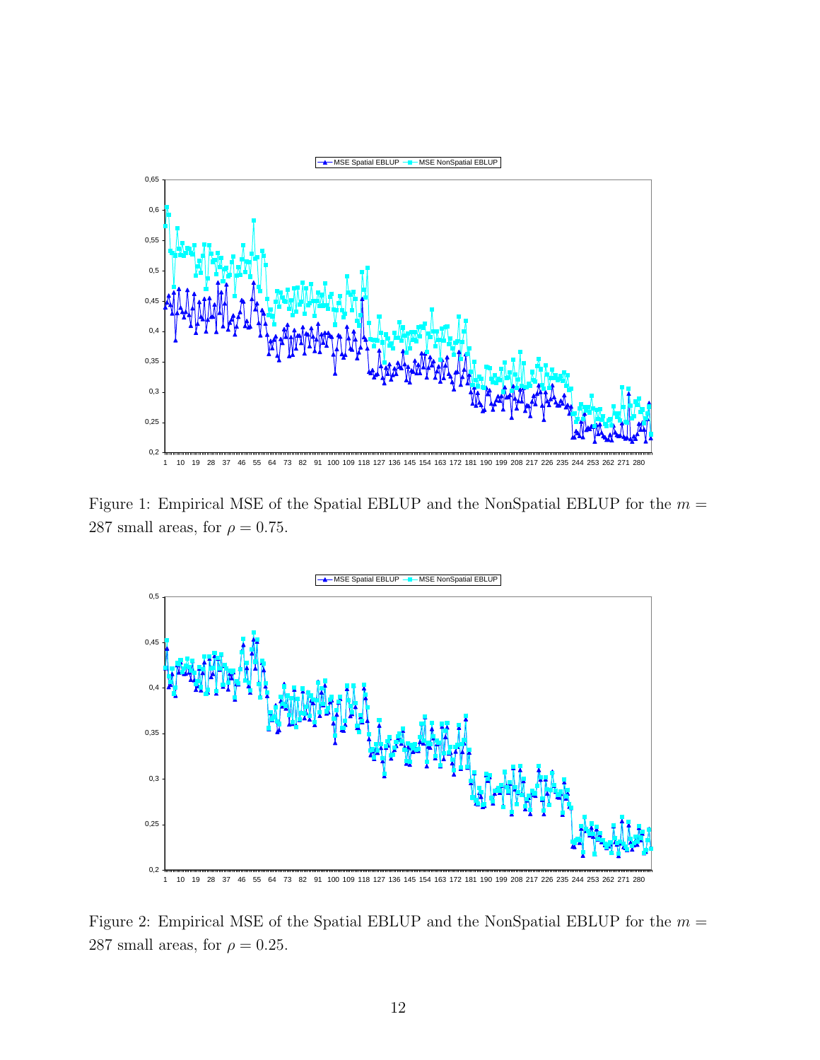Figure 1: Empirical MSE of the Spatial EBLUP and the NonSpatial EBLUP for the $m = 287$ small areas, for $\rho = 0.75$.

Figure 2: Empirical MSE of the Spatial EBLUP and the NonSpatial EBLUP for the $m = 287$ small areas, for $\rho = 0.25$.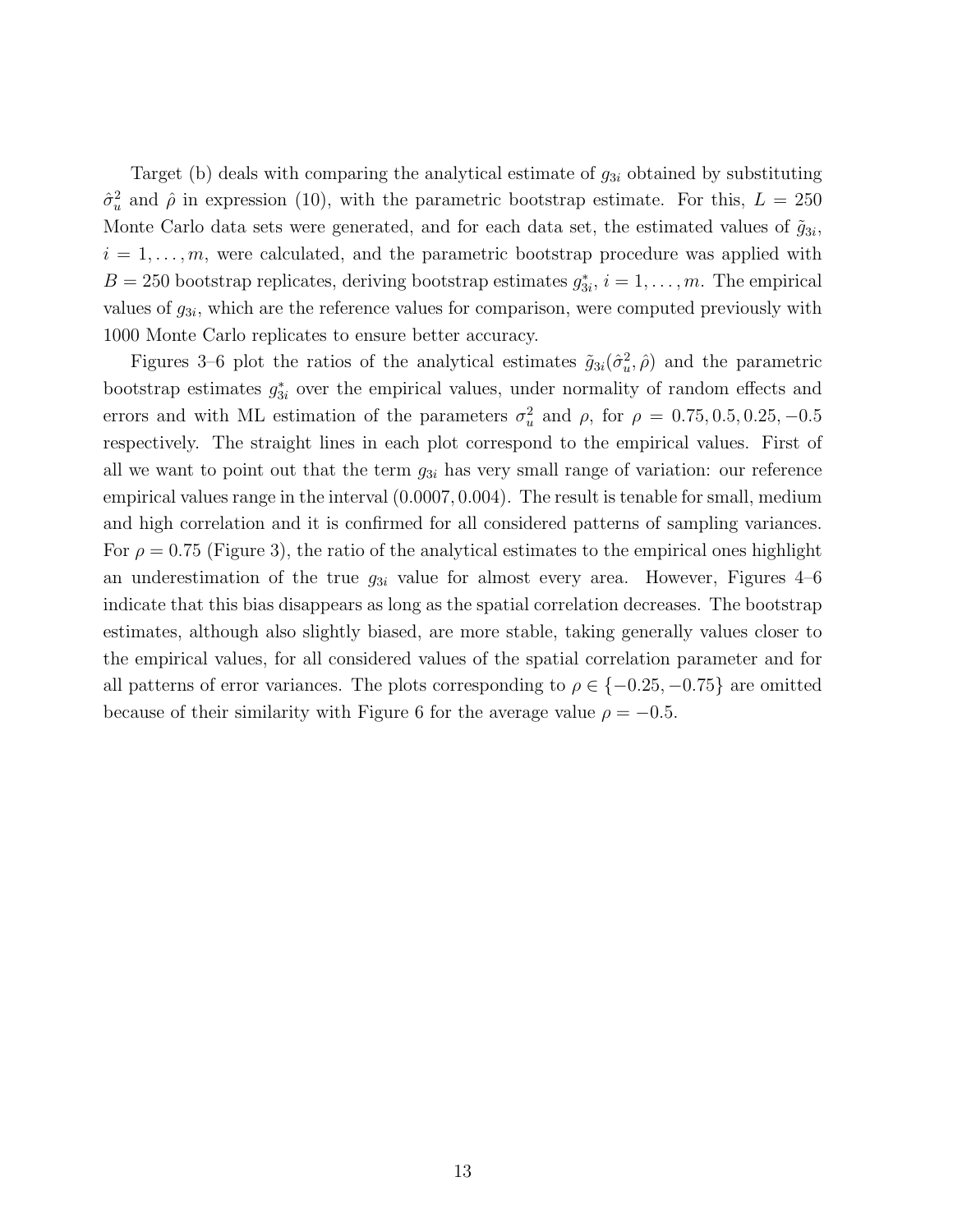Target (b) deals with comparing the analytical estimate of $g_{3i}$ obtained by substituting $\hat{\sigma}_u^2$ and $\hat{\rho}$ in expression (10), with the parametric bootstrap estimate. For this, $L = 250$ Monte Carlo data sets were generated, and for each data set, the estimated values of $\tilde{g}_{3i}$, $i = 1, \ldots, m$, were calculated, and the parametric bootstrap procedure was applied with $B = 250$ bootstrap replicates, deriving bootstrap estimates $g_{3i}^*$, $i = 1, \ldots, m$. The empirical values of $g_{3i}$, which are the reference values for comparison, were computed previously with 1000 Monte Carlo replicates to ensure better accuracy.

Figures 3–6 plot the ratios of the analytical estimates $\tilde{g}_{3i}(\hat{\sigma}_u^2, \hat{\rho})$ and the parametric bootstrap estimates $g_{3i}^*$ over the empirical values, under normality of random effects and errors and with ML estimation of the parameters $\sigma_u^2$ and $\rho$, for $\rho = 0.75, 0.5, 0.25, -0.5$ respectively. The straight lines in each plot correspond to the empirical values. First of all we want to point out that the term $g_{3i}$ has very small range of variation: our reference empirical values range in the interval $(0.0007, 0.004)$. The result is tenable for small, medium and high correlation and it is confirmed for all considered patterns of sampling variances. For $\rho = 0.75$ (Figure 3), the ratio of the analytical estimates to the empirical ones highlight an underestimation of the true $g_{3i}$ value for almost every area. However, Figures 4–6 indicate that this bias disappears as long as the spatial correlation decreases. The bootstrap estimates, although also slightly biased, are more stable, taking generally values closer to the empirical values, for all considered values of the spatial correlation parameter and for all patterns of error variances. The plots corresponding to $\rho \in \{-0.25, -0.75\}$ are omitted because of their similarity with Figure 6 for the average value $\rho = -0.5$.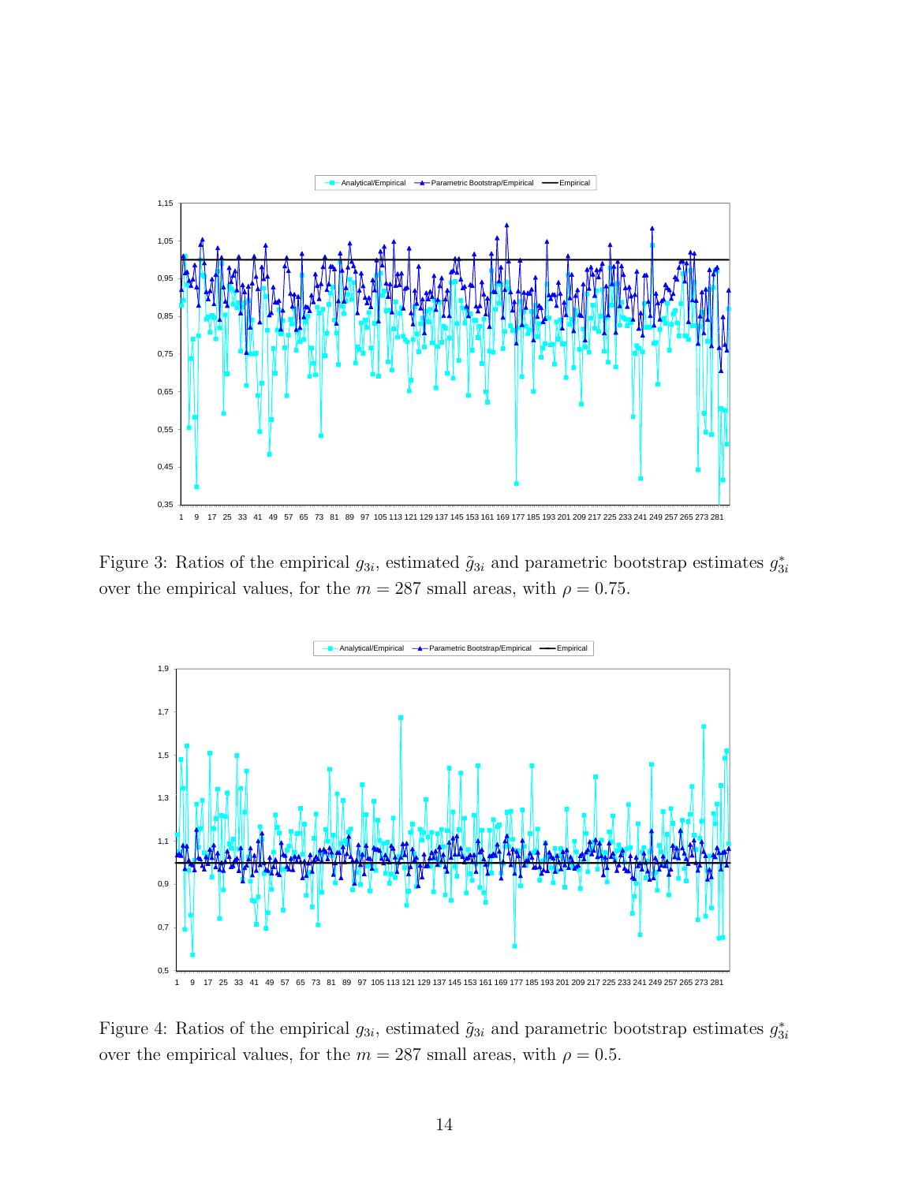Figure 3: Ratios of the empirical $g_{3i}$, estimated $\tilde{g}_{3i}$ and parametric bootstrap estimates $g_{3i}^*$ over the empirical values, for the $m = 287$ small areas, with $\rho = 0.75$.

Figure 4: Ratios of the empirical $g_{3i}$, estimated $\tilde{g}_{3i}$ and parametric bootstrap estimates $g_{3i}^*$ over the empirical values, for the $m = 287$ small areas, with $\rho = 0.5$.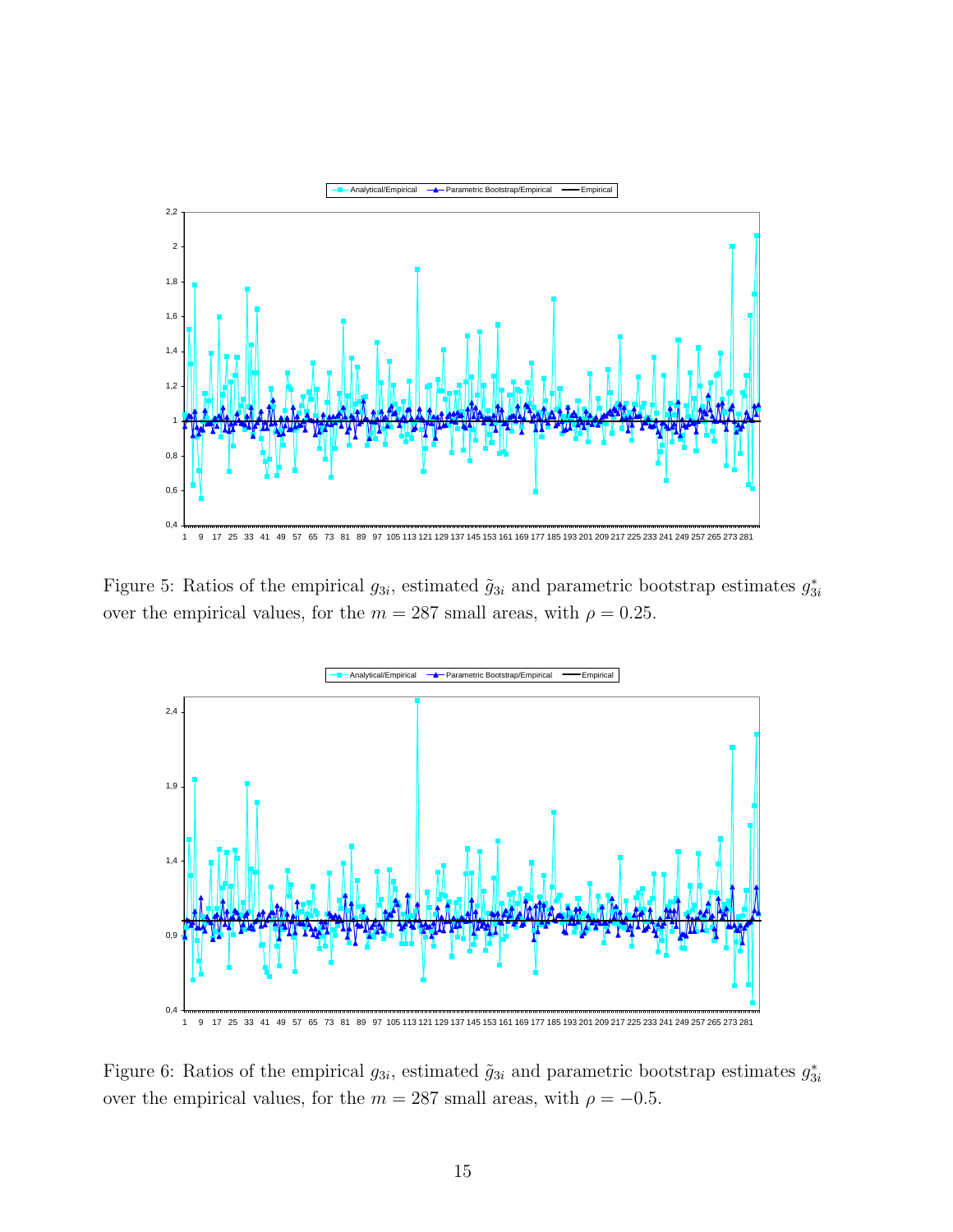Figure 5: Ratios of the empirical $g_{3i}$, estimated $\tilde{g}_{3i}$ and parametric bootstrap estimates $g_{3i}^*$ over the empirical values, for the $m = 287$ small areas, with $\rho = 0.25$.

Figure 6: Ratios of the empirical $g_{3i}$, estimated $\tilde{g}_{3i}$ and parametric bootstrap estimates $g_{3i}^*$ over the empirical values, for the $m = 287$ small areas, with $\rho = -0.5$.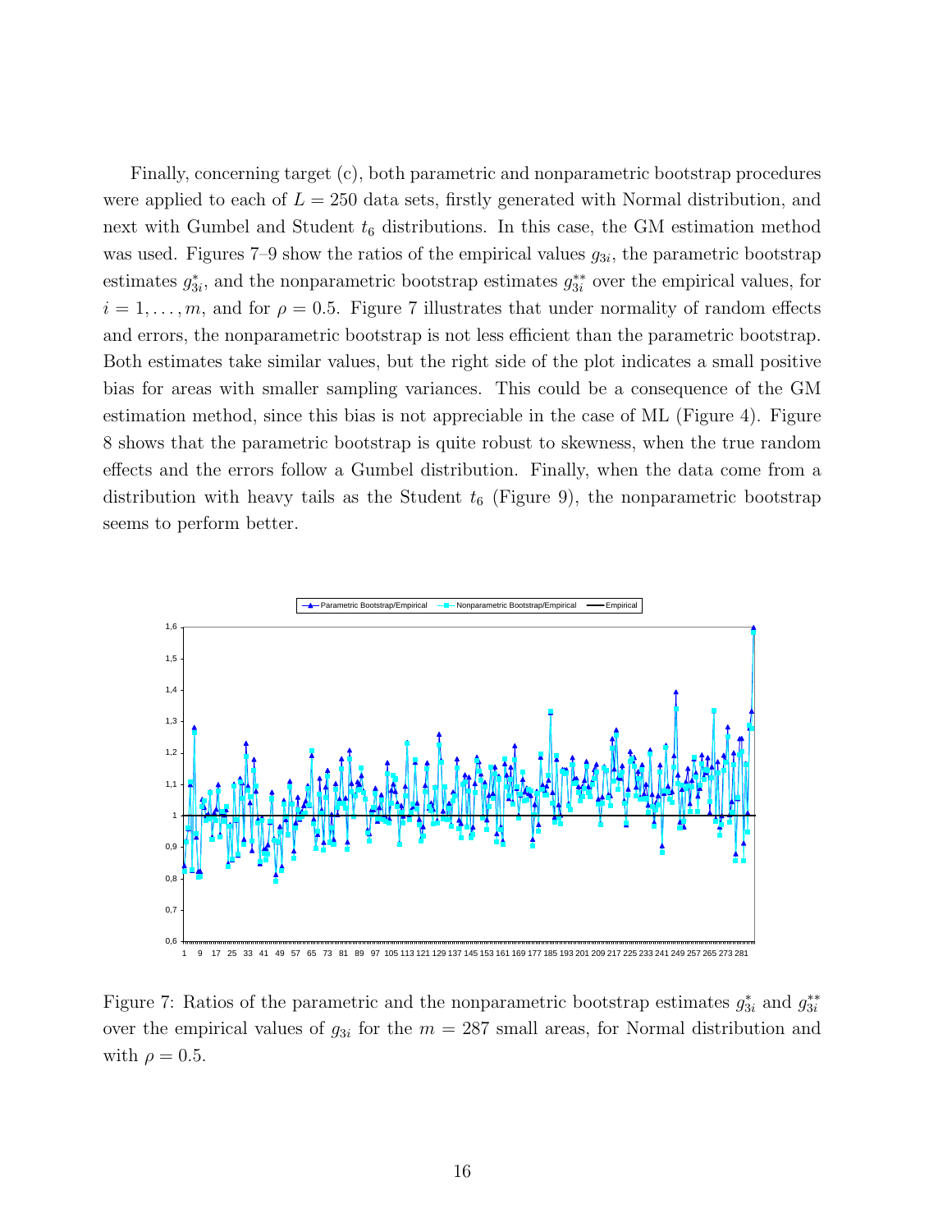Finally, concerning target (c), both parametric and nonparametric bootstrap procedures were applied to each of $L = 250$ data sets, firstly generated with Normal distribution, and next with Gumbel and Student $t_6$ distributions. In this case, the GM estimation method was used. Figures 7–9 show the ratios of the empirical values $g_{3i}$, the parametric bootstrap estimates $g^*_{3i}$, and the nonparametric bootstrap estimates $g^{**}_{3i}$ over the empirical values, for $i = 1, \ldots, m$, and for $\rho = 0.5$. Figure 7 illustrates that under normality of random effects and errors, the nonparametric bootstrap is not less efficient than the parametric bootstrap. Both estimates take similar values, but the right side of the plot indicates a small positive bias for areas with smaller sampling variances. This could be a consequence of the GM estimation method, since this bias is not appreciable in the case of ML (Figure 4). Figure 8 shows that the parametric bootstrap is quite robust to skewness, when the true random effects and the errors follow a Gumbel distribution. Finally, when the data come from a distribution with heavy tails as the Student $t_6$ (Figure 9), the nonparametric bootstrap seems to perform better.

Figure 7: Ratios of the parametric and the nonparametric bootstrap estimates $g^*_{3i}$ and $g^{**}_{3i}$ over the empirical values of $g_{3i}$ for the $m = 287$ small areas, for Normal distribution and with $\rho = 0.5$.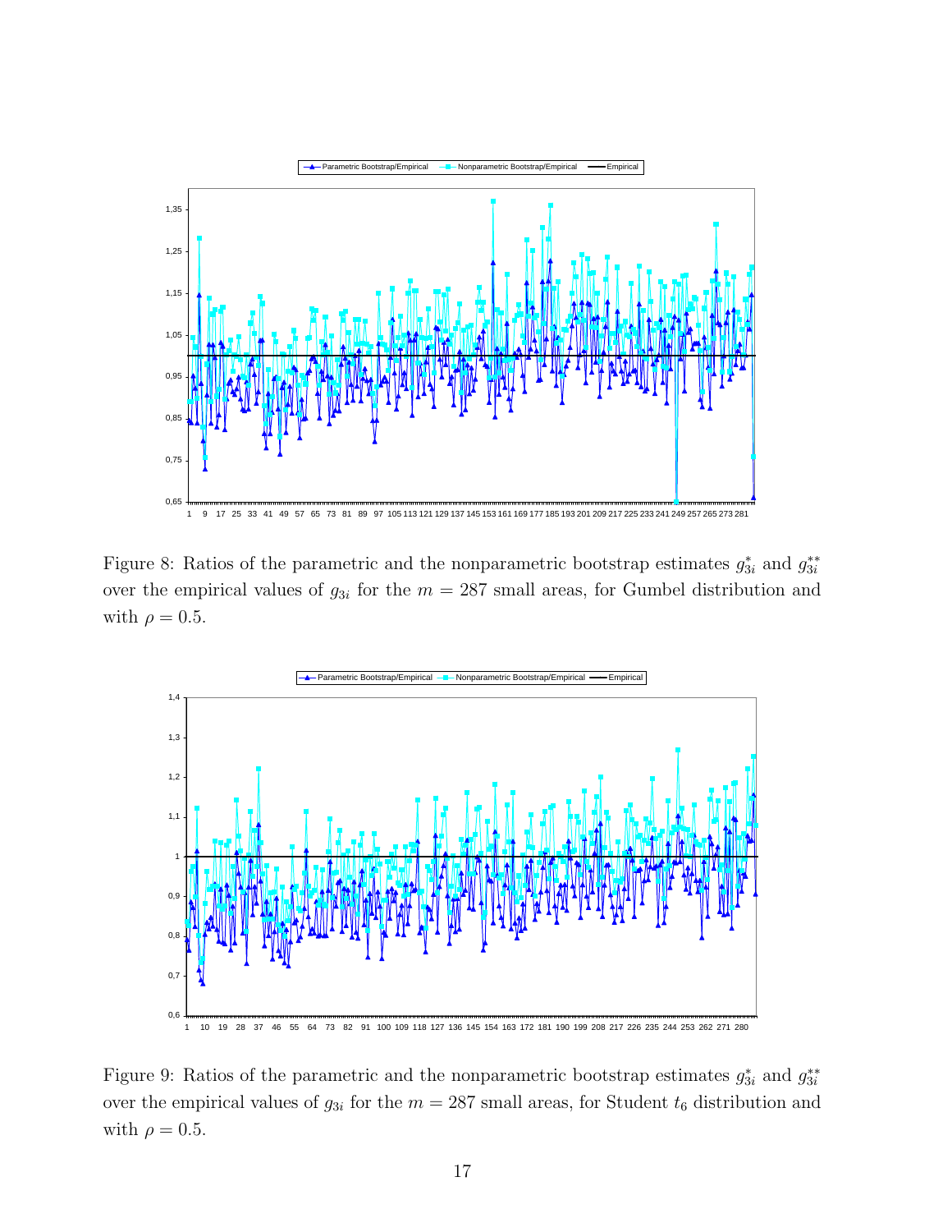Figure 8: Ratios of the parametric and the nonparametric bootstrap estimates $g_{3i}^{*}$ and $g_{3i}^{**}$ over the empirical values of $g_{3i}$ for the $m = 287$ small areas, for Gumbel distribution and with $\rho = 0.5$.

Figure 9: Ratios of the parametric and the nonparametric bootstrap estimates $g_{3i}^{*}$ and $g_{3i}^{**}$ over the empirical values of $g_{3i}$ for the $m = 287$ small areas, for Student $t_6$ distribution and with $\rho = 0.5$.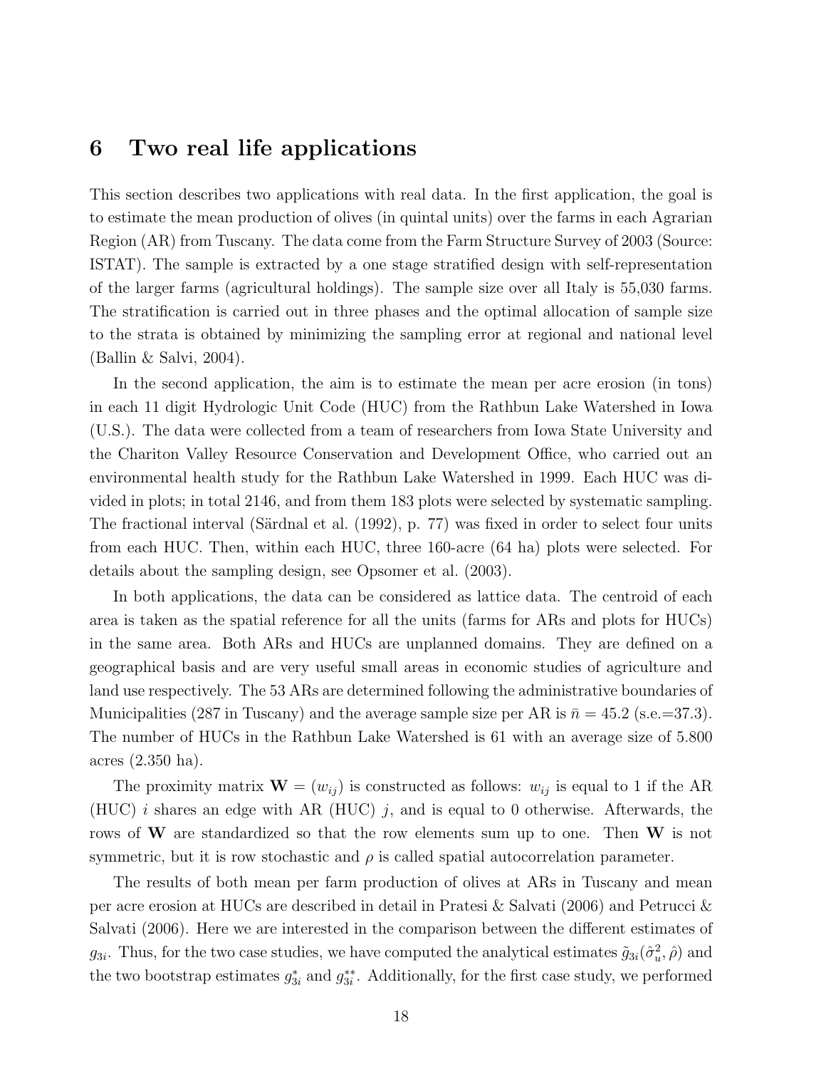## 6 Two real life applications

This section describes two applications with real data. In the first application, the goal is to estimate the mean production of olives (in quintal units) over the farms in each Agrarian Region (AR) from Tuscany. The data come from the Farm Structure Survey of 2003 (Source: ISTAT). The sample is extracted by a one stage stratified design with self-representation of the larger farms (agricultural holdings). The sample size over all Italy is 55,030 farms. The stratification is carried out in three phases and the optimal allocation of sample size to the strata is obtained by minimizing the sampling error at regional and national level (Ballin & Salvi, 2004).

In the second application, the aim is to estimate the mean per acre erosion (in tons) in each 11 digit Hydrologic Unit Code (HUC) from the Rathbun Lake Watershed in Iowa (U.S.). The data were collected from a team of researchers from Iowa State University and the Chariton Valley Resource Conservation and Development Office, who carried out an environmental health study for the Rathbun Lake Watershed in 1999. Each HUC was divided in plots; in total 2146, and from them 183 plots were selected by systematic sampling. The fractional interval (Särdnal et al. (1992), p. 77) was fixed in order to select four units from each HUC. Then, within each HUC, three 160-acre (64 ha) plots were selected. For details about the sampling design, see Opsomer et al. (2003).

In both applications, the data can be considered as lattice data. The centroid of each area is taken as the spatial reference for all the units (farms for ARs and plots for HUCs) in the same area. Both ARs and HUCs are unplanned domains. They are defined on a geographical basis and are very useful small areas in economic studies of agriculture and land use respectively. The 53 ARs are determined following the administrative boundaries of Municipalities (287 in Tuscany) and the average sample size per AR is $\bar{n} = 45.2$ (s.e.=37.3). The number of HUCs in the Rathbun Lake Watershed is 61 with an average size of 5.800 acres (2.350 ha).

The proximity matrix $\mathbf{W} = (w_{ij})$ is constructed as follows: $w_{ij}$ is equal to 1 if the AR (HUC) $i$ shares an edge with AR (HUC) $j$, and is equal to 0 otherwise. Afterwards, the rows of $\mathbf{W}$ are standardized so that the row elements sum up to one. Then $\mathbf{W}$ is not symmetric, but it is row stochastic and $\rho$ is called spatial autocorrelation parameter.

The results of both mean per farm production of olives at ARs in Tuscany and mean per acre erosion at HUCs are described in detail in Pratesi & Salvati (2006) and Petrucci & Salvati (2006). Here we are interested in the comparison between the different estimates of $g_{3i}$. Thus, for the two case studies, we have computed the analytical estimates $\tilde{g}_{3i}(\hat{\sigma}_u^2, \hat{\rho})$ and the two bootstrap estimates $g_{3i}^{*}$ and $g_{3i}^{**}$. Additionally, for the first case study, we performed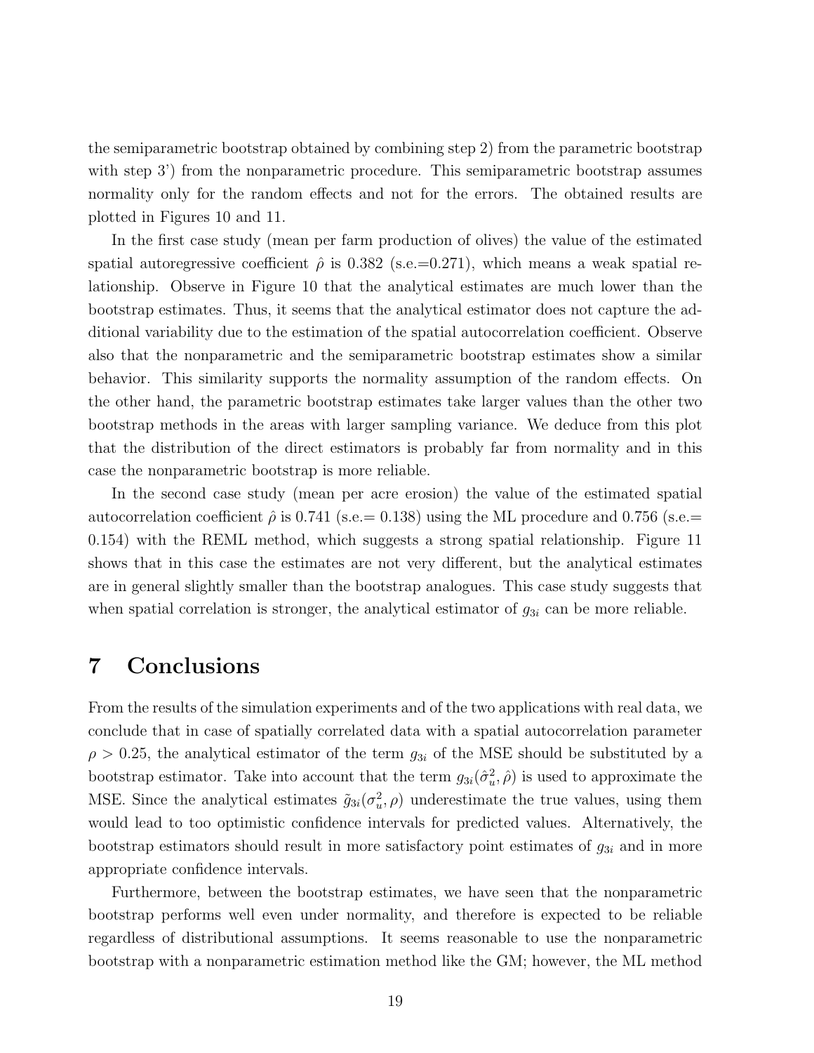the semiparametric bootstrap obtained by combining step 2) from the parametric bootstrap with step 3') from the nonparametric procedure. This semiparametric bootstrap assumes normality only for the random effects and not for the errors. The obtained results are plotted in Figures 10 and 11.

In the first case study (mean per farm production of olives) the value of the estimated spatial autoregressive coefficient $\hat{\rho}$ is 0.382 (s.e.=0.271), which means a weak spatial relationship. Observe in Figure 10 that the analytical estimates are much lower than the bootstrap estimates. Thus, it seems that the analytical estimator does not capture the additional variability due to the estimation of the spatial autocorrelation coefficient. Observe also that the nonparametric and the semiparametric bootstrap estimates show a similar behavior. This similarity supports the normality assumption of the random effects. On the other hand, the parametric bootstrap estimates take larger values than the other two bootstrap methods in the areas with larger sampling variance. We deduce from this plot that the distribution of the direct estimators is probably far from normality and in this case the nonparametric bootstrap is more reliable.

In the second case study (mean per acre erosion) the value of the estimated spatial autocorrelation coefficient $\hat{\rho}$ is 0.741 (s.e.= 0.138) using the ML procedure and 0.756 (s.e.= 0.154) with the REML method, which suggests a strong spatial relationship. Figure 11 shows that in this case the estimates are not very different, but the analytical estimates are in general slightly smaller than the bootstrap analogues. This case study suggests that when spatial correlation is stronger, the analytical estimator of $g_{3i}$ can be more reliable.

# 7 Conclusions

From the results of the simulation experiments and of the two applications with real data, we conclude that in case of spatially correlated data with a spatial autocorrelation parameter $\rho > 0.25$, the analytical estimator of the term $g_{3i}$ of the MSE should be substituted by a bootstrap estimator. Take into account that the term $g_{3i}(\hat{\sigma}_u^2, \hat{\rho})$ is used to approximate the MSE. Since the analytical estimates $\tilde{g}_{3i}(\sigma_u^2, \rho)$ underestimate the true values, using them would lead to too optimistic confidence intervals for predicted values. Alternatively, the bootstrap estimators should result in more satisfactory point estimates of $g_{3i}$ and in more appropriate confidence intervals.

Furthermore, between the bootstrap estimates, we have seen that the nonparametric bootstrap performs well even under normality, and therefore is expected to be reliable regardless of distributional assumptions. It seems reasonable to use the nonparametric bootstrap with a nonparametric estimation method like the GM; however, the ML method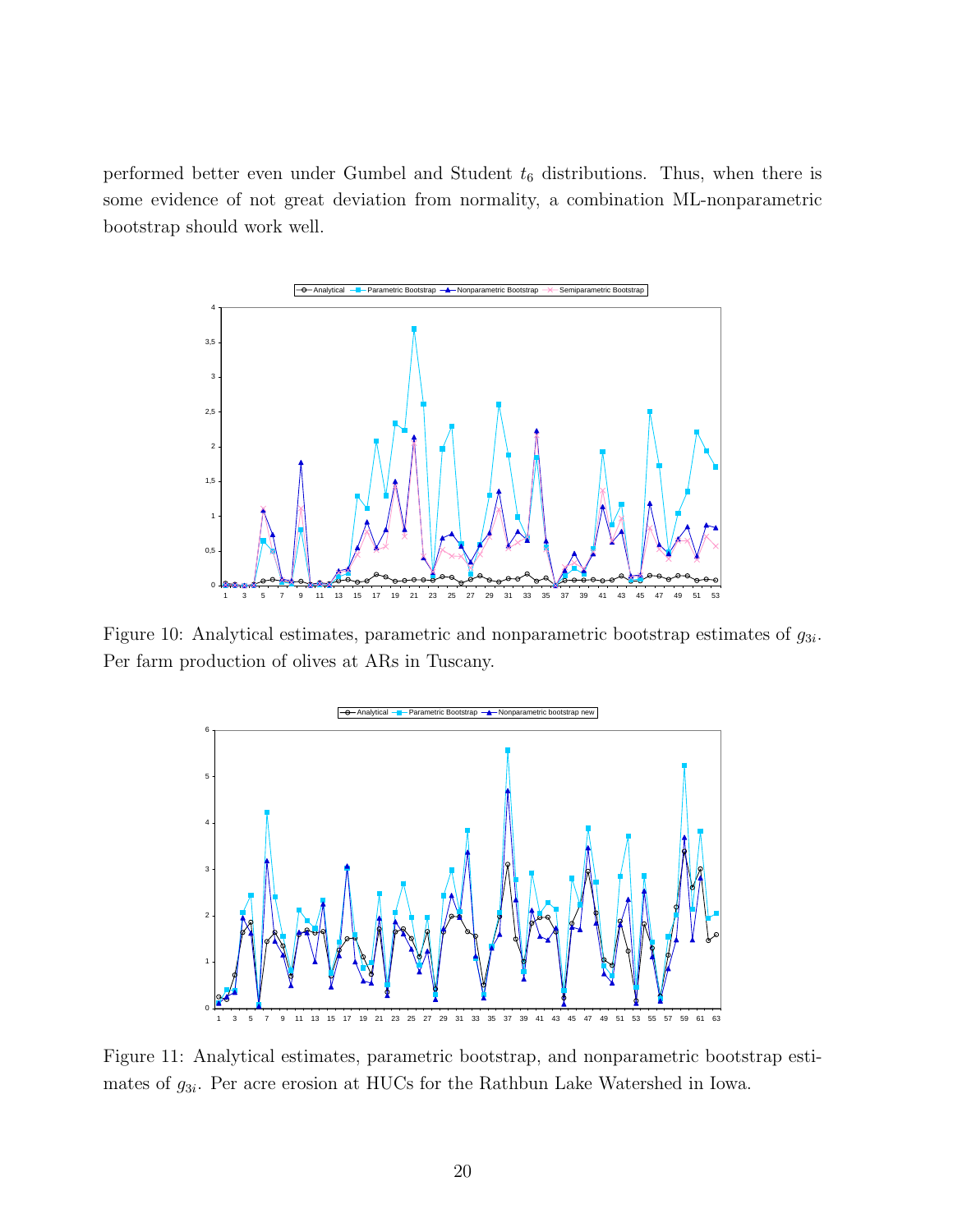performed better even under Gumbel and Student $t_6$ distributions. Thus, when there is some evidence of not great deviation from normality, a combination ML-nonparametric bootstrap should work well.

Figure 10: Analytical estimates, parametric and nonparametric bootstrap estimates of $g_{3i}$. Per farm production of olives at ARs in Tuscany.

Figure 11: Analytical estimates, parametric bootstrap, and nonparametric bootstrap estimates of $g_{3i}$. Per acre erosion at HUCs for the Rathbun Lake Watershed in Iowa.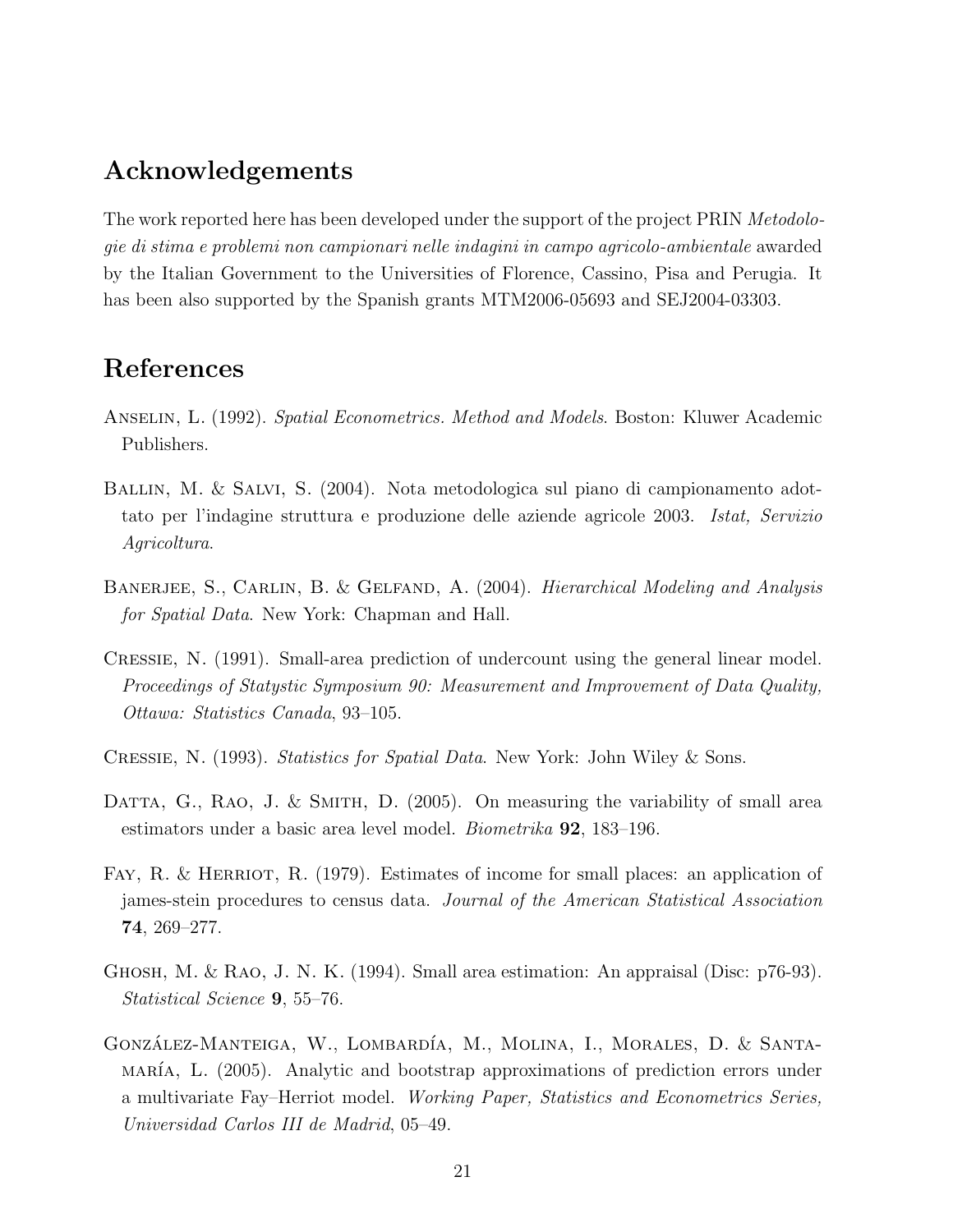## Acknowledgements

The work reported here has been developed under the support of the project PRIN *Metodologie di stima e problemi non campionari nelle indagini in campo agricolo-ambientale* awarded by the Italian Government to the Universities of Florence, Cassino, Pisa and Perugia. It has been also supported by the Spanish grants MTM2006-05693 and SEJ2004-03303.

## References

Anselin, L. (1992). *Spatial Econometrics. Method and Models*. Boston: Kluwer Academic Publishers.

Ballin, M. & Salvi, S. (2004). Nota metodologica sul piano di campionamento adottato per l'indagine struttura e produzione delle aziende agricole 2003. *Istat, Servizio Agricoltura*.

Banerjee, S., Carlin, B. & Gelfand, A. (2004). *Hierarchical Modeling and Analysis for Spatial Data*. New York: Chapman and Hall.

Cressie, N. (1991). Small-area prediction of undercount using the general linear model. *Proceedings of Statystic Symposium 90: Measurement and Improvement of Data Quality, Ottawa: Statistics Canada*, 93–105.

Cressie, N. (1993). *Statistics for Spatial Data*. New York: John Wiley & Sons.

Datta, G., Rao, J. & Smith, D. (2005). On measuring the variability of small area estimators under a basic area level model. *Biometrika* **92**, 183–196.

Fay, R. & Herriot, R. (1979). Estimates of income for small places: an application of james-stein procedures to census data. *Journal of the American Statistical Association* **74**, 269–277.

Ghosh, M. & Rao, J. N. K. (1994). Small area estimation: An appraisal (Disc: p76-93). *Statistical Science* **9**, 55–76.

González-Manteiga, W., Lombardía, M., Molina, I., Morales, D. & Santamaría, L. (2005). Analytic and bootstrap approximations of prediction errors under a multivariate Fay–Herriot model. *Working Paper, Statistics and Econometrics Series, Universidad Carlos III de Madrid*, 05–49.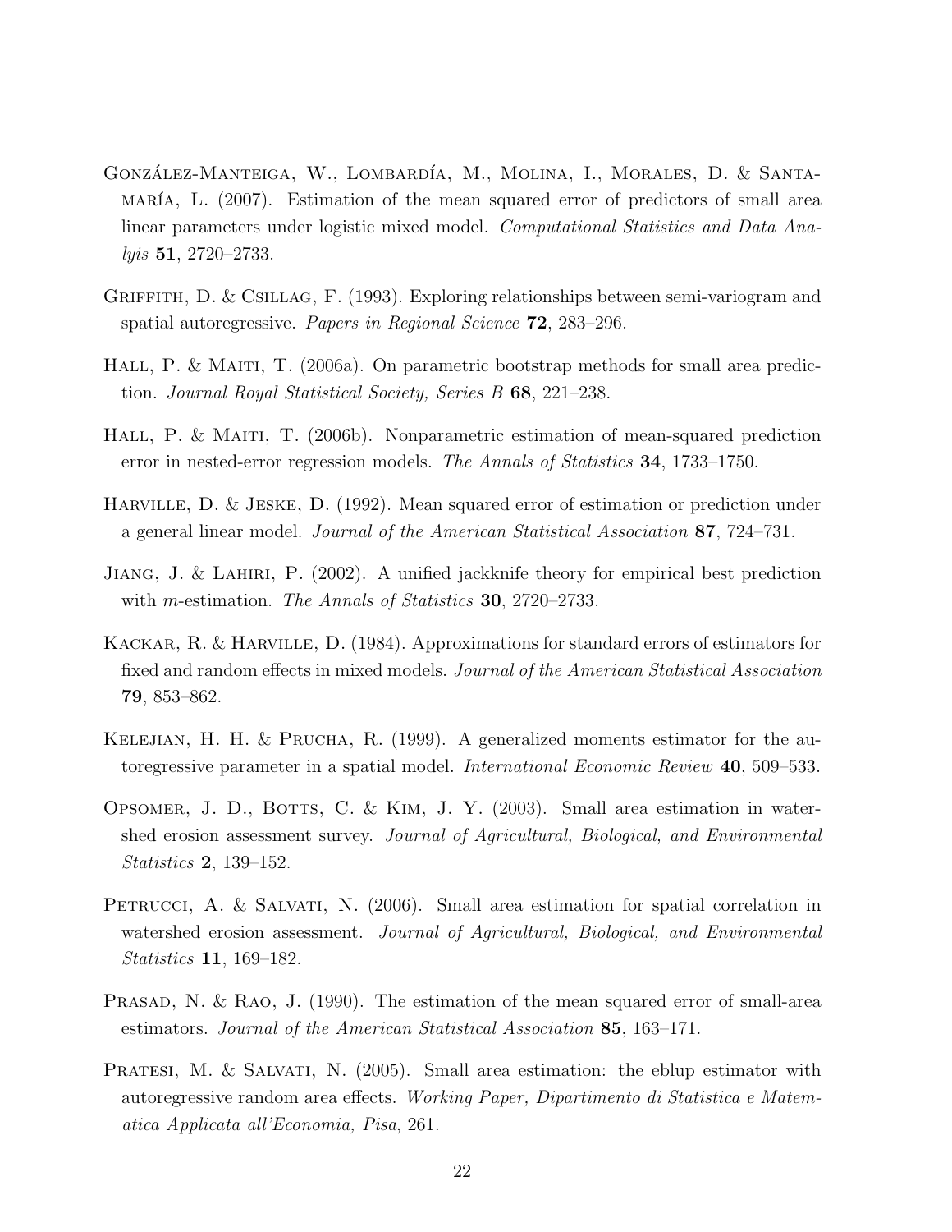González-Manteiga, W., Lombardía, M., Molina, I., Morales, D. & Santamaría, L. (2007). Estimation of the mean squared error of predictors of small area linear parameters under logistic mixed model. *Computational Statistics and Data Analyis* **51**, 2720–2733.

Griffith, D. & Csillag, F. (1993). Exploring relationships between semi-variogram and spatial autoregressive. *Papers in Regional Science* **72**, 283–296.

Hall, P. & Maiti, T. (2006a). On parametric bootstrap methods for small area prediction. *Journal Royal Statistical Society, Series B* **68**, 221–238.

Hall, P. & Maiti, T. (2006b). Nonparametric estimation of mean-squared prediction error in nested-error regression models. *The Annals of Statistics* **34**, 1733–1750.

Harville, D. & Jeske, D. (1992). Mean squared error of estimation or prediction under a general linear model. *Journal of the American Statistical Association* **87**, 724–731.

Jiang, J. & Lahiri, P. (2002). A unified jackknife theory for empirical best prediction with $m$-estimation. *The Annals of Statistics* **30**, 2720–2733.

Kackar, R. & Harville, D. (1984). Approximations for standard errors of estimators for fixed and random effects in mixed models. *Journal of the American Statistical Association* **79**, 853–862.

Kelejian, H. H. & Prucha, R. (1999). A generalized moments estimator for the autoregressive parameter in a spatial model. *International Economic Review* **40**, 509–533.

Opsomer, J. D., Botts, C. & Kim, J. Y. (2003). Small area estimation in watershed erosion assessment survey. *Journal of Agricultural, Biological, and Environmental Statistics* **2**, 139–152.

Petrucci, A. & Salvati, N. (2006). Small area estimation for spatial correlation in watershed erosion assessment. *Journal of Agricultural, Biological, and Environmental Statistics* **11**, 169–182.

Prasad, N. & Rao, J. (1990). The estimation of the mean squared error of small-area estimators. *Journal of the American Statistical Association* **85**, 163–171.

Pratesi, M. & Salvati, N. (2005). Small area estimation: the eblup estimator with autoregressive random area effects. *Working Paper, Dipartimento di Statistica e Matematica Applicata all'Economia, Pisa*, 261.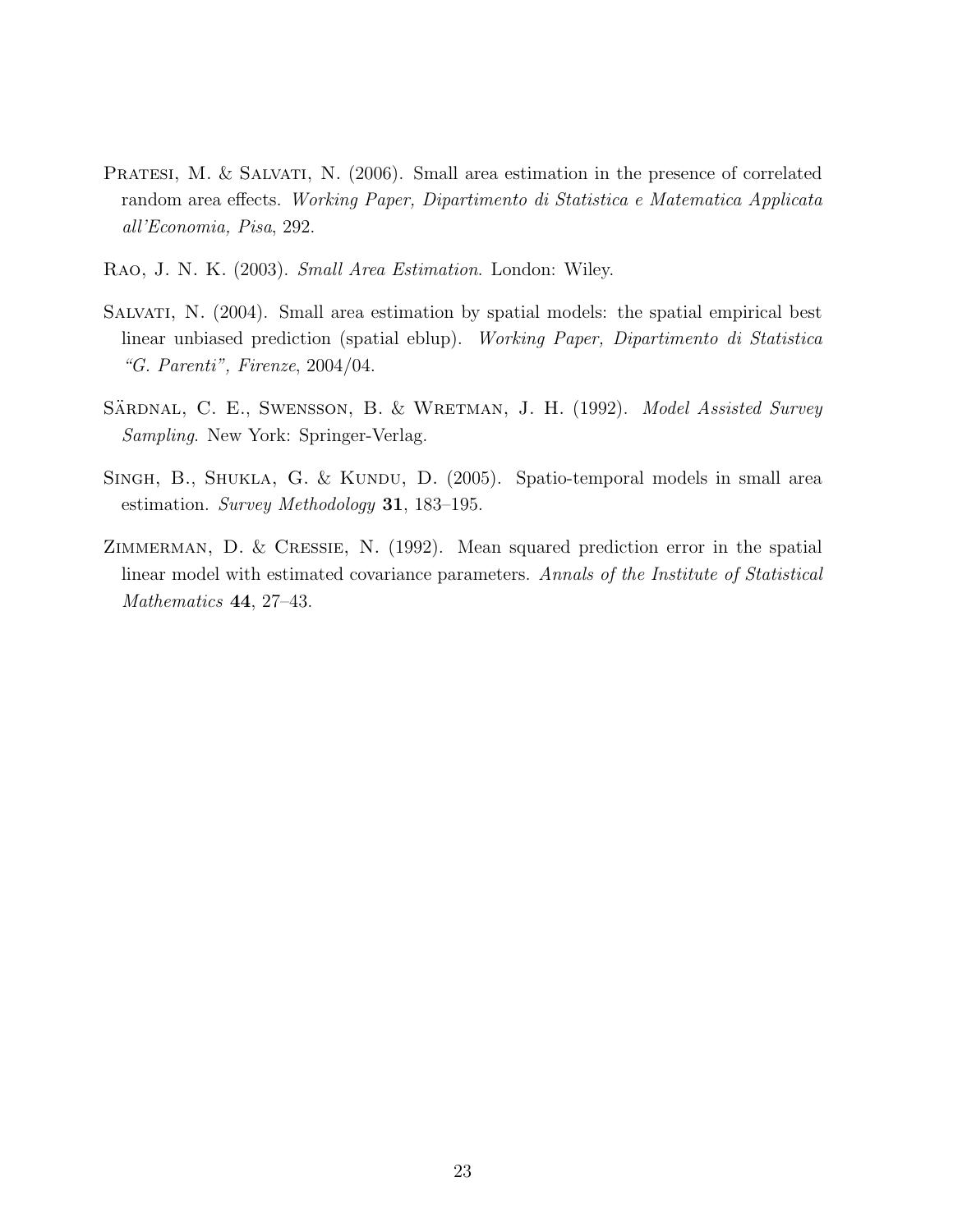Pratesi, M. & Salvati, N. (2006). Small area estimation in the presence of correlated random area effects. *Working Paper, Dipartimento di Statistica e Matematica Applicata all'Economia, Pisa*, 292.

Rao, J. N. K. (2003). *Small Area Estimation*. London: Wiley.

Salvati, N. (2004). Small area estimation by spatial models: the spatial empirical best linear unbiased prediction (spatial eblup). *Working Paper, Dipartimento di Statistica "G. Parenti", Firenze*, 2004/04.

Särdnal, C. E., Swensson, B. & Wretman, J. H. (1992). *Model Assisted Survey Sampling*. New York: Springer-Verlag.

Singh, B., Shukla, G. & Kundu, D. (2005). Spatio-temporal models in small area estimation. *Survey Methodology* **31**, 183–195.

Zimmerman, D. & Cressie, N. (1992). Mean squared prediction error in the spatial linear model with estimated covariance parameters. *Annals of the Institute of Statistical Mathematics* **44**, 27–43.